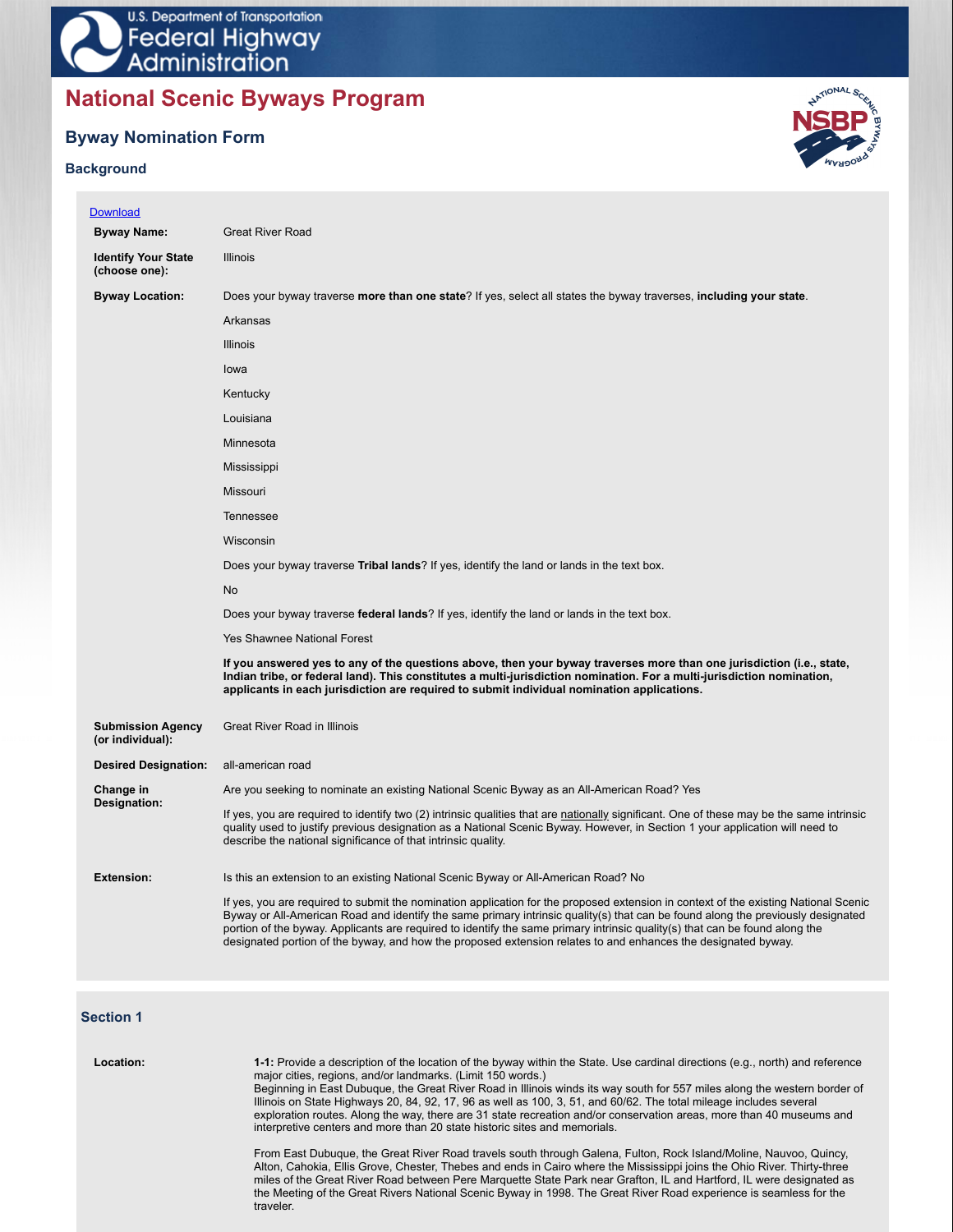U.S. Department of Transportation
Federal Highway Administration

# National Scenic Byways Program

## Byway Nomination Form

### Background

Download

**Byway Name:** Great River Road

**Identify Your State (choose one):** Illinois

**Byway Location:** Does your byway traverse **more than one state**? If yes, select all states the byway traverses, **including your state**.

Arkansas

Illinois

Iowa

Kentucky

Louisiana

Minnesota

Mississippi

Missouri

Tennessee

Wisconsin

Does your byway traverse **Tribal lands**? If yes, identify the land or lands in the text box.

No

Does your byway traverse **federal lands**? If yes, identify the land or lands in the text box.

Yes Shawnee National Forest

**If you answered yes to any of the questions above, then your byway traverses more than one jurisdiction (i.e., state, Indian tribe, or federal land). This constitutes a multi-jurisdiction nomination. For a multi-jurisdiction nomination, applicants in each jurisdiction are required to submit individual nomination applications.**

**Submission Agency (or individual):** Great River Road in Illinois

**Desired Designation:** all-american road

**Change in Designation:** Are you seeking to nominate an existing National Scenic Byway as an All-American Road? Yes

If yes, you are required to identify two (2) intrinsic qualities that are nationally significant. One of these may be the same intrinsic quality used to justify previous designation as a National Scenic Byway. However, in Section 1 your application will need to describe the national significance of that intrinsic quality.

**Extension:** Is this an extension to an existing National Scenic Byway or All-American Road? No

If yes, you are required to submit the nomination application for the proposed extension in context of the existing National Scenic Byway or All-American Road and identify the same primary intrinsic quality(s) that can be found along the previously designated portion of the byway. Applicants are required to identify the same primary intrinsic quality(s) that can be found along the designated portion of the byway, and how the proposed extension relates to and enhances the designated byway.

### Section 1

**Location:**

**1-1:** Provide a description of the location of the byway within the State. Use cardinal directions (e.g., north) and reference major cities, regions, and/or landmarks. (Limit 150 words.)

Beginning in East Dubuque, the Great River Road in Illinois winds its way south for 557 miles along the western border of Illinois on State Highways 20, 84, 92, 17, 96 as well as 100, 3, 51, and 60/62. The total mileage includes several exploration routes. Along the way, there are 31 state recreation and/or conservation areas, more than 40 museums and interpretive centers and more than 20 state historic sites and memorials.

From East Dubuque, the Great River Road travels south through Galena, Fulton, Rock Island/Moline, Nauvoo, Quincy, Alton, Cahokia, Ellis Grove, Chester, Thebes and ends in Cairo where the Mississippi joins the Ohio River. Thirty-three miles of the Great River Road between Pere Marquette State Park near Grafton, IL and Hartford, IL were designated as the Meeting of the Great Rivers National Scenic Byway in 1998. The Great River Road experience is seamless for the traveler.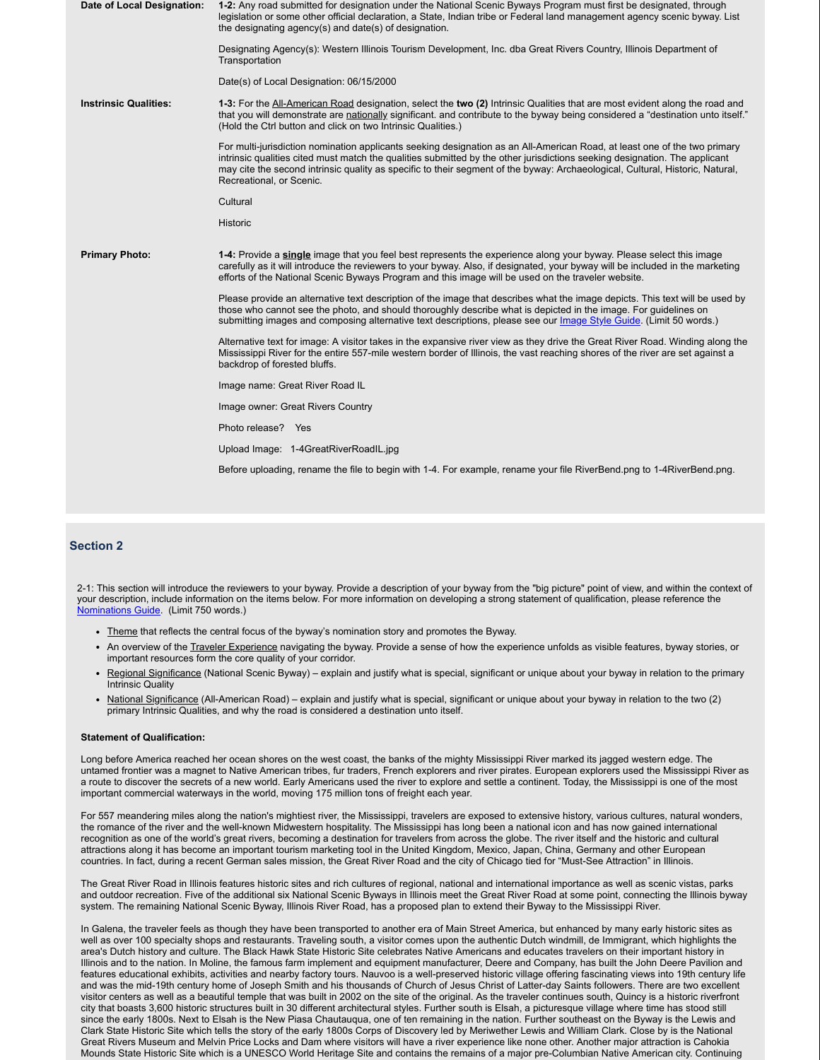**Date of Local Designation:**

**1-2:** Any road submitted for designation under the National Scenic Byways Program must first be designated, through legislation or some other official declaration, a State, Indian tribe or Federal land management agency scenic byway. List the designating agency(s) and date(s) of designation.

Designating Agency(s): Western Illinois Tourism Development, Inc. dba Great Rivers Country, Illinois Department of Transportation

Date(s) of Local Designation: 06/15/2000

**Intrinsic Qualities:**

**1-3:** For the All-American Road designation, select the **two (2)** Intrinsic Qualities that are most evident along the road and that you will demonstrate are nationally significant. and contribute to the byway being considered a "destination unto itself." (Hold the Ctrl button and click on two Intrinsic Qualities.)

For multi-jurisdiction nomination applicants seeking designation as an All-American Road, at least one of the two primary intrinsic qualities cited must match the qualities submitted by the other jurisdictions seeking designation. The applicant may cite the second intrinsic quality as specific to their segment of the byway: Archaeological, Cultural, Historic, Natural, Recreational, or Scenic.

Cultural

Historic

**Primary Photo:**

**1-4:** Provide a **single** image that you feel best represents the experience along your byway. Please select this image carefully as it will introduce the reviewers to your byway. Also, if designated, your byway will be included in the marketing efforts of the National Scenic Byways Program and this image will be used on the traveler website.

Please provide an alternative text description of the image that describes what the image depicts. This text will be used by those who cannot see the photo, and should thoroughly describe what is depicted in the image. For guidelines on submitting images and composing alternative text descriptions, please see our Image Style Guide. (Limit 50 words.)

Alternative text for image: A visitor takes in the expansive river view as they drive the Great River Road. Winding along the Mississippi River for the entire 557-mile western border of Illinois, the vast reaching shores of the river are set against a backdrop of forested bluffs.

Image name: Great River Road IL

Image owner: Great Rivers Country

Photo release? Yes

Upload Image: 1-4GreatRiverRoadIL.jpg

Before uploading, rename the file to begin with 1-4. For example, rename your file RiverBend.png to 1-4RiverBend.png.

## Section 2

2-1: This section will introduce the reviewers to your byway. Provide a description of your byway from the "big picture" point of view, and within the context of your description, include information on the items below. For more information on developing a strong statement of qualification, please reference the Nominations Guide. (Limit 750 words.)

- Theme that reflects the central focus of the byway's nomination story and promotes the Byway.
- An overview of the Traveler Experience navigating the byway. Provide a sense of how the experience unfolds as visible features, byway stories, or important resources form the core quality of your corridor.
- Regional Significance (National Scenic Byway) – explain and justify what is special, significant or unique about your byway in relation to the primary Intrinsic Quality
- National Significance (All-American Road) – explain and justify what is special, significant or unique about your byway in relation to the two (2) primary Intrinsic Qualities, and why the road is considered a destination unto itself.

**Statement of Qualification:**

Long before America reached her ocean shores on the west coast, the banks of the mighty Mississippi River marked its jagged western edge. The untamed frontier was a magnet to Native American tribes, fur traders, French explorers and river pirates. European explorers used the Mississippi River as a route to discover the secrets of a new world. Early Americans used the river to explore and settle a continent. Today, the Mississippi is one of the most important commercial waterways in the world, moving 175 million tons of freight each year.

For 557 meandering miles along the nation's mightiest river, the Mississippi, travelers are exposed to extensive history, various cultures, natural wonders, the romance of the river and the well-known Midwestern hospitality. The Mississippi has long been a national icon and has now gained international recognition as one of the world's great rivers, becoming a destination for travelers from across the globe. The river itself and the historic and cultural attractions along it has become an important tourism marketing tool in the United Kingdom, Mexico, Japan, China, Germany and other European countries. In fact, during a recent German sales mission, the Great River Road and the city of Chicago tied for "Must-See Attraction" in Illinois.

The Great River Road in Illinois features historic sites and rich cultures of regional, national and international importance as well as scenic vistas, parks and outdoor recreation. Five of the additional six National Scenic Byways in Illinois meet the Great River Road at some point, connecting the Illinois byway system. The remaining National Scenic Byway, Illinois River Road, has a proposed plan to extend their Byway to the Mississippi River.

In Galena, the traveler feels as though they have been transported to another era of Main Street America, but enhanced by many early historic sites as well as over 100 specialty shops and restaurants. Traveling south, a visitor comes upon the authentic Dutch windmill, de Immigrant, which highlights the area's Dutch history and culture. The Black Hawk State Historic Site celebrates Native Americans and educates travelers on their important history in Illinois and to the nation. In Moline, the famous farm implement and equipment manufacturer, Deere and Company, has built the John Deere Pavilion and features educational exhibits, activities and nearby factory tours. Nauvoo is a well-preserved historic village offering fascinating views into 19th century life and was the mid-19th century home of Joseph Smith and his thousands of Church of Jesus Christ of Latter-day Saints followers. There are two excellent visitor centers as well as a beautiful temple that was built in 2002 on the site of the original. As the traveler continues south, Quincy is a historic riverfront city that boasts 3,600 historic structures built in 30 different architectural styles. Further south is Elsah, a picturesque village where time has stood still since the early 1800s. Next to Elsah is the New Piasa Chautauqua, one of ten remaining in the nation. Further southeast on the Byway is the Lewis and Clark State Historic Site which tells the story of the early 1800s Corps of Discovery led by Meriwether Lewis and William Clark. Close by is the National Great Rivers Museum and Melvin Price Locks and Dam where visitors will have a river experience like none other. Another major attraction is Cahokia Mounds State Historic Site which is a UNESCO World Heritage Site and contains the remains of a major pre-Columbian Native American city. Continuing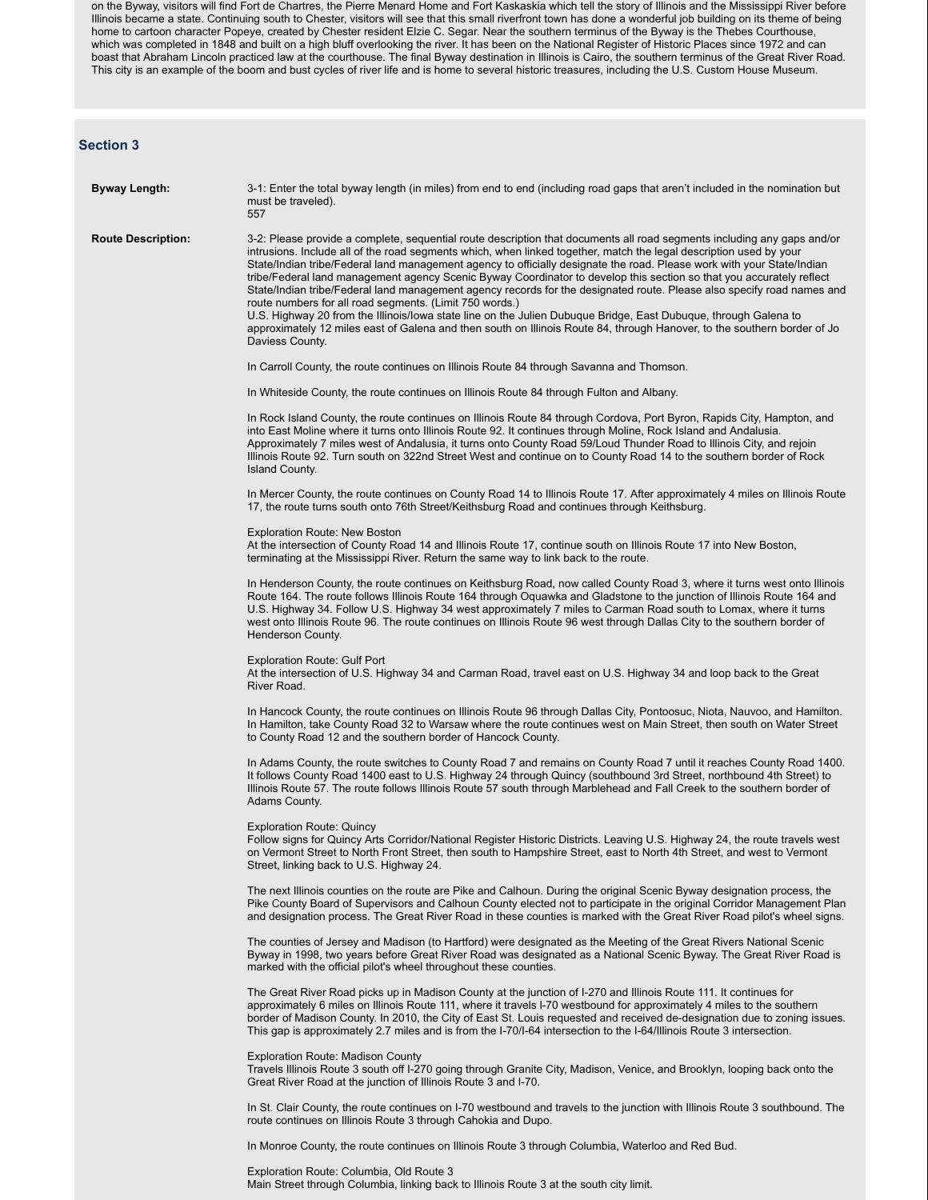on the Byway, visitors will find Fort de Chartres, the Pierre Menard Home and Fort Kaskaskia which tell the story of Illinois and the Mississippi River before Illinois became a state. Continuing south to Chester, visitors will see that this small riverfront town has done a wonderful job building on its theme of being home to cartoon character Popeye, created by Chester resident Elzie C. Segar. Near the southern terminus of the Byway is the Thebes Courthouse, which was completed in 1848 and built on a high bluff overlooking the river. It has been on the National Register of Historic Places since 1972 and can boast that Abraham Lincoln practiced law at the courthouse. The final Byway destination in Illinois is Cairo, the southern terminus of the Great River Road. This city is an example of the boom and bust cycles of river life and is home to several historic treasures, including the U.S. Custom House Museum.

## Section 3

**Byway Length:**

3-1: Enter the total byway length (in miles) from end to end (including road gaps that aren't included in the nomination but must be traveled).
557

**Route Description:**

3-2: Please provide a complete, sequential route description that documents all road segments including any gaps and/or intrusions. Include all of the road segments which, when linked together, match the legal description used by your State/Indian tribe/Federal land management agency to officially designate the road. Please work with your State/Indian tribe/Federal land management agency Scenic Byway Coordinator to develop this section so that you accurately reflect State/Indian tribe/Federal land management agency records for the designated route. Please also specify road names and route numbers for all road segments. (Limit 750 words.)
U.S. Highway 20 from the Illinois/Iowa state line on the Julien Dubuque Bridge, East Dubuque, through Galena to approximately 12 miles east of Galena and then south on Illinois Route 84, through Hanover, to the southern border of Jo Daviess County.

In Carroll County, the route continues on Illinois Route 84 through Savanna and Thomson.

In Whiteside County, the route continues on Illinois Route 84 through Fulton and Albany.

In Rock Island County, the route continues on Illinois Route 84 through Cordova, Port Byron, Rapids City, Hampton, and into East Moline where it turns onto Illinois Route 92. It continues through Moline, Rock Island and Andalusia. Approximately 7 miles west of Andalusia, it turns onto County Road 59/Loud Thunder Road to Illinois City, and rejoin Illinois Route 92. Turn south on 322nd Street West and continue on to County Road 14 to the southern border of Rock Island County.

In Mercer County, the route continues on County Road 14 to Illinois Route 17. After approximately 4 miles on Illinois Route 17, the route turns south onto 76th Street/Keithsburg Road and continues through Keithsburg.

Exploration Route: New Boston
At the intersection of County Road 14 and Illinois Route 17, continue south on Illinois Route 17 into New Boston, terminating at the Mississippi River. Return the same way to link back to the route.

In Henderson County, the route continues on Keithsburg Road, now called County Road 3, where it turns west onto Illinois Route 164. The route follows Illinois Route 164 through Oquawka and Gladstone to the junction of Illinois Route 164 and U.S. Highway 34. Follow U.S. Highway 34 west approximately 7 miles to Carman Road south to Lomax, where it turns west onto Illinois Route 96. The route continues on Illinois Route 96 west through Dallas City to the southern border of Henderson County.

Exploration Route: Gulf Port
At the intersection of U.S. Highway 34 and Carman Road, travel east on U.S. Highway 34 and loop back to the Great River Road.

In Hancock County, the route continues on Illinois Route 96 through Dallas City, Pontoosuc, Niota, Nauvoo, and Hamilton. In Hamilton, take County Road 32 to Warsaw where the route continues west on Main Street, then south on Water Street to County Road 12 and the southern border of Hancock County.

In Adams County, the route switches to County Road 7 and remains on County Road 7 until it reaches County Road 1400. It follows County Road 1400 east to U.S. Highway 24 through Quincy (southbound 3rd Street, northbound 4th Street) to Illinois Route 57. The route follows Illinois Route 57 south through Marblehead and Fall Creek to the southern border of Adams County.

Exploration Route: Quincy
Follow signs for Quincy Arts Corridor/National Register Historic Districts. Leaving U.S. Highway 24, the route travels west on Vermont Street to North Front Street, then south to Hampshire Street, east to North 4th Street, and west to Vermont Street, linking back to U.S. Highway 24.

The next Illinois counties on the route are Pike and Calhoun. During the original Scenic Byway designation process, the Pike County Board of Supervisors and Calhoun County elected not to participate in the original Corridor Management Plan and designation process. The Great River Road in these counties is marked with the Great River Road pilot's wheel signs.

The counties of Jersey and Madison (to Hartford) were designated as the Meeting of the Great Rivers National Scenic Byway in 1998, two years before Great River Road was designated as a National Scenic Byway. The Great River Road is marked with the official pilot's wheel throughout these counties.

The Great River Road picks up in Madison County at the junction of I-270 and Illinois Route 111. It continues for approximately 6 miles on Illinois Route 111, where it travels I-70 westbound for approximately 4 miles to the southern border of Madison County. In 2010, the City of East St. Louis requested and received de-designation due to zoning issues. This gap is approximately 2.7 miles and is from the I-70/I-64 intersection to the I-64/Illinois Route 3 intersection.

Exploration Route: Madison County
Travels Illinois Route 3 south off I-270 going through Granite City, Madison, Venice, and Brooklyn, looping back onto the Great River Road at the junction of Illinois Route 3 and I-70.

In St. Clair County, the route continues on I-70 westbound and travels to the junction with Illinois Route 3 southbound. The route continues on Illinois Route 3 through Cahokia and Dupo.

In Monroe County, the route continues on Illinois Route 3 through Columbia, Waterloo and Red Bud.

Exploration Route: Columbia, Old Route 3
Main Street through Columbia, linking back to Illinois Route 3 at the south city limit.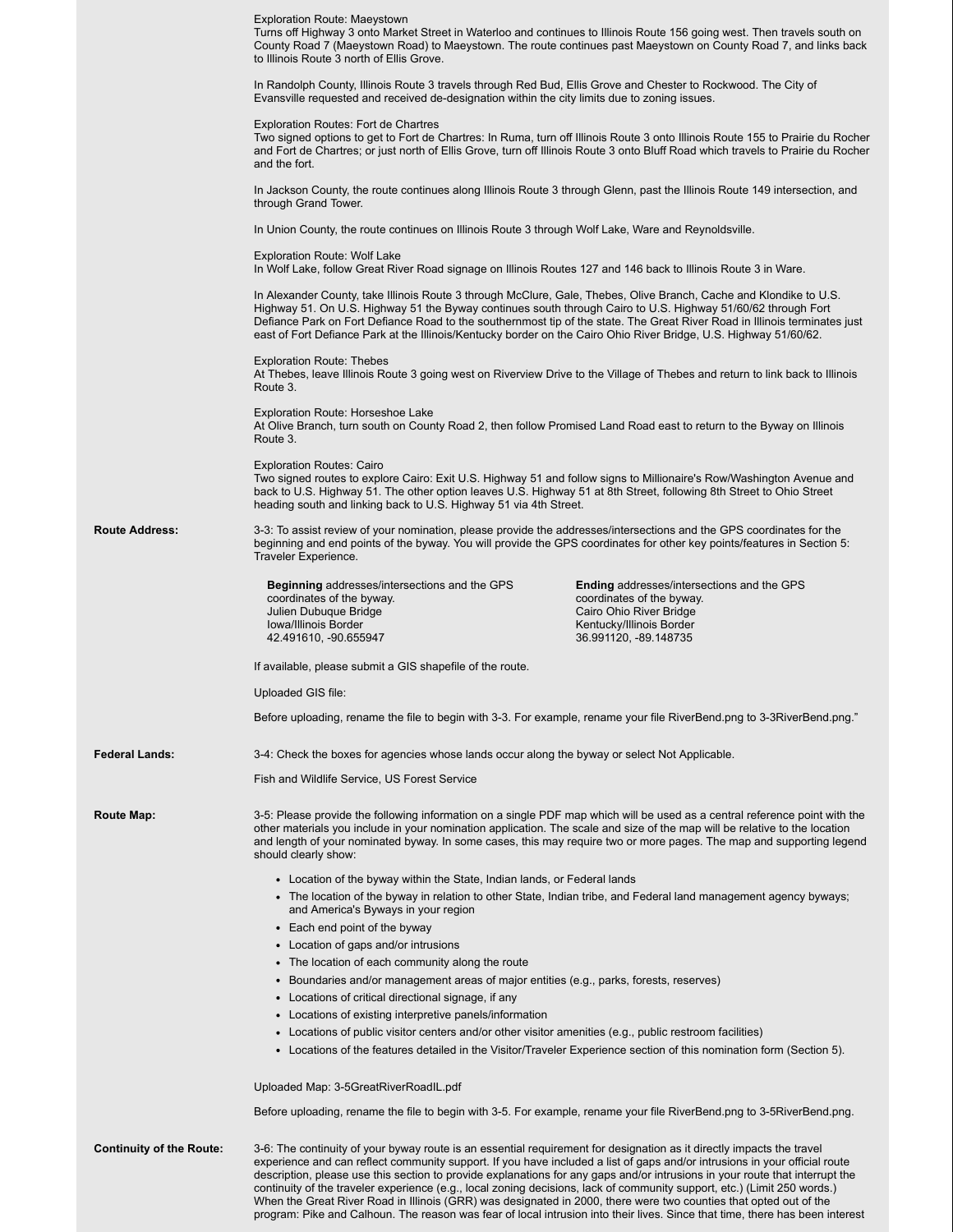Exploration Route: Maeystown
Turns off Highway 3 onto Market Street in Waterloo and continues to Illinois Route 156 going west. Then travels south on County Road 7 (Maeystown Road) to Maeystown. The route continues past Maeystown on County Road 7, and links back to Illinois Route 3 north of Ellis Grove.

In Randolph County, Illinois Route 3 travels through Red Bud, Ellis Grove and Chester to Rockwood. The City of Evansville requested and received de-designation within the city limits due to zoning issues.

Exploration Routes: Fort de Chartres
Two signed options to get to Fort de Chartres: In Ruma, turn off Illinois Route 3 onto Illinois Route 155 to Prairie du Rocher and Fort de Chartres; or just north of Ellis Grove, turn off Illinois Route 3 onto Bluff Road which travels to Prairie du Rocher and the fort.

In Jackson County, the route continues along Illinois Route 3 through Glenn, past the Illinois Route 149 intersection, and through Grand Tower.

In Union County, the route continues on Illinois Route 3 through Wolf Lake, Ware and Reynoldsville.

Exploration Route: Wolf Lake
In Wolf Lake, follow Great River Road signage on Illinois Routes 127 and 146 back to Illinois Route 3 in Ware.

In Alexander County, take Illinois Route 3 through McClure, Gale, Thebes, Olive Branch, Cache and Klondike to U.S. Highway 51. On U.S. Highway 51 the Byway continues south through Cairo to U.S. Highway 51/60/62 through Fort Defiance Park on Fort Defiance Road to the southernmost tip of the state. The Great River Road in Illinois terminates just east of Fort Defiance Park at the Illinois/Kentucky border on the Cairo Ohio River Bridge, U.S. Highway 51/60/62.

Exploration Route: Thebes
At Thebes, leave Illinois Route 3 going west on Riverview Drive to the Village of Thebes and return to link back to Illinois Route 3.

Exploration Route: Horseshoe Lake
At Olive Branch, turn south on County Road 2, then follow Promised Land Road east to return to the Byway on Illinois Route 3.

Exploration Routes: Cairo
Two signed routes to explore Cairo: Exit U.S. Highway 51 and follow signs to Millionaire's Row/Washington Avenue and back to U.S. Highway 51. The other option leaves U.S. Highway 51 at 8th Street, following 8th Street to Ohio Street heading south and linking back to U.S. Highway 51 via 4th Street.

**Route Address:**

3-3: To assist review of your nomination, please provide the addresses/intersections and the GPS coordinates for the beginning and end points of the byway. You will provide the GPS coordinates for other key points/features in Section 5: Traveler Experience.

**Beginning** addresses/intersections and the GPS coordinates of the byway.
Julien Dubuque Bridge
Iowa/Illinois Border
42.491610, -90.655947

**Ending** addresses/intersections and the GPS coordinates of the byway.
Cairo Ohio River Bridge
Kentucky/Illinois Border
36.991120, -89.148735

If available, please submit a GIS shapefile of the route.

Uploaded GIS file:

Before uploading, rename the file to begin with 3-3. For example, rename your file RiverBend.png to 3-3RiverBend.png."

**Federal Lands:**

3-4: Check the boxes for agencies whose lands occur along the byway or select Not Applicable.

Fish and Wildlife Service, US Forest Service

**Route Map:**

3-5: Please provide the following information on a single PDF map which will be used as a central reference point with the other materials you include in your nomination application. The scale and size of the map will be relative to the location and length of your nominated byway. In some cases, this may require two or more pages. The map and supporting legend should clearly show:

- Location of the byway within the State, Indian lands, or Federal lands
- The location of the byway in relation to other State, Indian tribe, and Federal land management agency byways; and America's Byways in your region
- Each end point of the byway
- Location of gaps and/or intrusions
- The location of each community along the route
- Boundaries and/or management areas of major entities (e.g., parks, forests, reserves)
- Locations of critical directional signage, if any
- Locations of existing interpretive panels/information
- Locations of public visitor centers and/or other visitor amenities (e.g., public restroom facilities)
- Locations of the features detailed in the Visitor/Traveler Experience section of this nomination form (Section 5).

Uploaded Map: 3-5GreatRiverRoadIL.pdf

Before uploading, rename the file to begin with 3-5. For example, rename your file RiverBend.png to 3-5RiverBend.png.

**Continuity of the Route:**

3-6: The continuity of your byway route is an essential requirement for designation as it directly impacts the travel experience and can reflect community support. If you have included a list of gaps and/or intrusions in your official route description, please use this section to provide explanations for any gaps and/or intrusions in your route that interrupt the continuity of the traveler experience (e.g., local zoning decisions, lack of community support, etc.) (Limit 250 words.)
When the Great River Road in Illinois (GRR) was designated in 2000, there were two counties that opted out of the program: Pike and Calhoun. The reason was fear of local intrusion into their lives. Since that time, there has been interest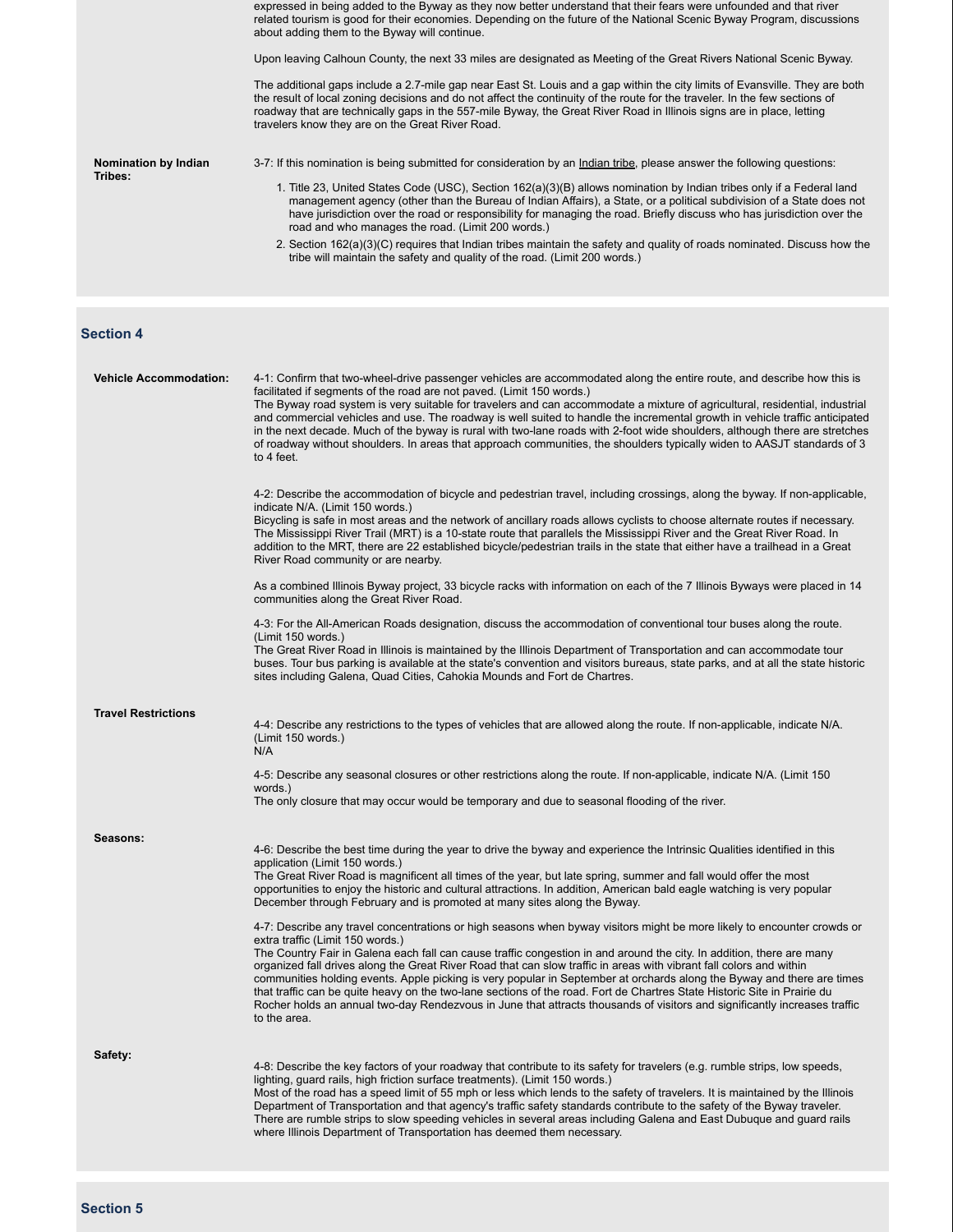expressed in being added to the Byway as they now better understand that their fears were unfounded and that river related tourism is good for their economies. Depending on the future of the National Scenic Byway Program, discussions about adding them to the Byway will continue.

Upon leaving Calhoun County, the next 33 miles are designated as Meeting of the Great Rivers National Scenic Byway.

The additional gaps include a 2.7-mile gap near East St. Louis and a gap within the city limits of Evansville. They are both the result of local zoning decisions and do not affect the continuity of the route for the traveler. In the few sections of roadway that are technically gaps in the 557-mile Byway, the Great River Road in Illinois signs are in place, letting travelers know they are on the Great River Road.

**Nomination by Indian Tribes:**

3-7: If this nomination is being submitted for consideration by an Indian tribe, please answer the following questions:

1. Title 23, United States Code (USC), Section 162(a)(3)(B) allows nomination by Indian tribes only if a Federal land management agency (other than the Bureau of Indian Affairs), a State, or a political subdivision of a State does not have jurisdiction over the road or responsibility for managing the road. Briefly discuss who has jurisdiction over the road and who manages the road. (Limit 200 words.)
2. Section 162(a)(3)(C) requires that Indian tribes maintain the safety and quality of roads nominated. Discuss how the tribe will maintain the safety and quality of the road. (Limit 200 words.)

## Section 4

**Vehicle Accommodation:**

4-1: Confirm that two-wheel-drive passenger vehicles are accommodated along the entire route, and describe how this is facilitated if segments of the road are not paved. (Limit 150 words.)
The Byway road system is very suitable for travelers and can accommodate a mixture of agricultural, residential, industrial and commercial vehicles and use. The roadway is well suited to handle the incremental growth in vehicle traffic anticipated in the next decade. Much of the byway is rural with two-lane roads with 2-foot wide shoulders, although there are stretches of roadway without shoulders. In areas that approach communities, the shoulders typically widen to AASJT standards of 3 to 4 feet.

4-2: Describe the accommodation of bicycle and pedestrian travel, including crossings, along the byway. If non-applicable, indicate N/A. (Limit 150 words.)
Bicycling is safe in most areas and the network of ancillary roads allows cyclists to choose alternate routes if necessary. The Mississippi River Trail (MRT) is a 10-state route that parallels the Mississippi River and the Great River Road. In addition to the MRT, there are 22 established bicycle/pedestrian trails in the state that either have a trailhead in a Great River Road community or are nearby.

As a combined Illinois Byway project, 33 bicycle racks with information on each of the 7 Illinois Byways were placed in 14 communities along the Great River Road.

4-3: For the All-American Roads designation, discuss the accommodation of conventional tour buses along the route. (Limit 150 words.)
The Great River Road in Illinois is maintained by the Illinois Department of Transportation and can accommodate tour buses. Tour bus parking is available at the state's convention and visitors bureaus, state parks, and at all the state historic sites including Galena, Quad Cities, Cahokia Mounds and Fort de Chartres.

**Travel Restrictions**

4-4: Describe any restrictions to the types of vehicles that are allowed along the route. If non-applicable, indicate N/A. (Limit 150 words.)
N/A

4-5: Describe any seasonal closures or other restrictions along the route. If non-applicable, indicate N/A. (Limit 150 words.)
The only closure that may occur would be temporary and due to seasonal flooding of the river.

**Seasons:**

4-6: Describe the best time during the year to drive the byway and experience the Intrinsic Qualities identified in this application (Limit 150 words.)
The Great River Road is magnificent all times of the year, but late spring, summer and fall would offer the most opportunities to enjoy the historic and cultural attractions. In addition, American bald eagle watching is very popular December through February and is promoted at many sites along the Byway.

4-7: Describe any travel concentrations or high seasons when byway visitors might be more likely to encounter crowds or extra traffic (Limit 150 words.)
The Country Fair in Galena each fall can cause traffic congestion in and around the city. In addition, there are many organized fall drives along the Great River Road that can slow traffic in areas with vibrant fall colors and within communities holding events. Apple picking is very popular in September at orchards along the Byway and there are times that traffic can be quite heavy on the two-lane sections of the road. Fort de Chartres State Historic Site in Prairie du Rocher holds an annual two-day Rendezvous in June that attracts thousands of visitors and significantly increases traffic to the area.

**Safety:**

4-8: Describe the key factors of your roadway that contribute to its safety for travelers (e.g. rumble strips, low speeds, lighting, guard rails, high friction surface treatments). (Limit 150 words.)
Most of the road has a speed limit of 55 mph or less which lends to the safety of travelers. It is maintained by the Illinois Department of Transportation and that agency's traffic safety standards contribute to the safety of the Byway traveler. There are rumble strips to slow speeding vehicles in several areas including Galena and East Dubuque and guard rails where Illinois Department of Transportation has deemed them necessary.

## Section 5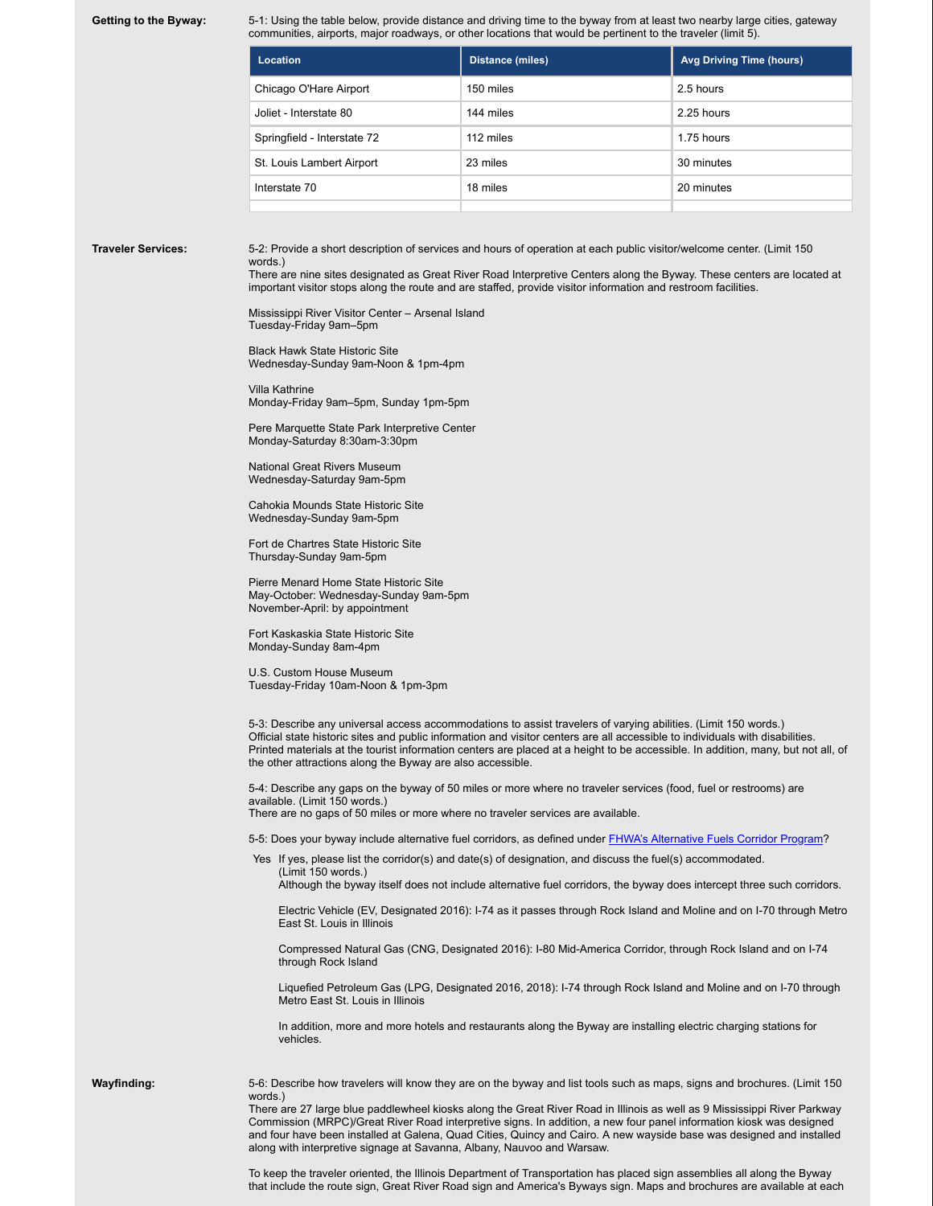**Getting to the Byway:**

5-1: Using the table below, provide distance and driving time to the byway from at least two nearby large cities, gateway communities, airports, major roadways, or other locations that would be pertinent to the traveler (limit 5).

| Location | Distance (miles) | Avg Driving Time (hours) |
|---|---|---|
| Chicago O'Hare Airport | 150 miles | 2.5 hours |
| Joliet - Interstate 80 | 144 miles | 2.25 hours |
| Springfield - Interstate 72 | 112 miles | 1.75 hours |
| St. Louis Lambert Airport | 23 miles | 30 minutes |
| Interstate 70 | 18 miles | 20 minutes |
| | | |

**Traveler Services:**

5-2: Provide a short description of services and hours of operation at each public visitor/welcome center. (Limit 150 words.)
There are nine sites designated as Great River Road Interpretive Centers along the Byway. These centers are located at important visitor stops along the route and are staffed, provide visitor information and restroom facilities.

Mississippi River Visitor Center – Arsenal Island
Tuesday-Friday 9am–5pm

Black Hawk State Historic Site
Wednesday-Sunday 9am-Noon & 1pm-4pm

Villa Kathrine
Monday-Friday 9am–5pm, Sunday 1pm-5pm

Pere Marquette State Park Interpretive Center
Monday-Saturday 8:30am-3:30pm

National Great Rivers Museum
Wednesday-Saturday 9am-5pm

Cahokia Mounds State Historic Site
Wednesday-Sunday 9am-5pm

Fort de Chartres State Historic Site
Thursday-Sunday 9am-5pm

Pierre Menard Home State Historic Site
May-October: Wednesday-Sunday 9am-5pm
November-April: by appointment

Fort Kaskaskia State Historic Site
Monday-Sunday 8am-4pm

U.S. Custom House Museum
Tuesday-Friday 10am-Noon & 1pm-3pm

5-3: Describe any universal access accommodations to assist travelers of varying abilities. (Limit 150 words.)
Official state historic sites and public information and visitor centers are all accessible to individuals with disabilities. Printed materials at the tourist information centers are placed at a height to be accessible. In addition, many, but not all, of the other attractions along the Byway are also accessible.

5-4: Describe any gaps on the byway of 50 miles or more where no traveler services (food, fuel or restrooms) are available. (Limit 150 words.)
There are no gaps of 50 miles or more where no traveler services are available.

5-5: Does your byway include alternative fuel corridors, as defined under [FHWA's Alternative Fuels Corridor Program]?

Yes If yes, please list the corridor(s) and date(s) of designation, and discuss the fuel(s) accommodated. (Limit 150 words.)

Although the byway itself does not include alternative fuel corridors, the byway does intercept three such corridors.

Electric Vehicle (EV, Designated 2016): I-74 as it passes through Rock Island and Moline and on I-70 through Metro East St. Louis in Illinois

Compressed Natural Gas (CNG, Designated 2016): I-80 Mid-America Corridor, through Rock Island and on I-74 through Rock Island

Liquefied Petroleum Gas (LPG, Designated 2016, 2018): I-74 through Rock Island and Moline and on I-70 through Metro East St. Louis in Illinois

In addition, more and more hotels and restaurants along the Byway are installing electric charging stations for vehicles.

**Wayfinding:**

5-6: Describe how travelers will know they are on the byway and list tools such as maps, signs and brochures. (Limit 150 words.)
There are 27 large blue paddlewheel kiosks along the Great River Road in Illinois as well as 9 Mississippi River Parkway Commission (MRPC)/Great River Road interpretive signs. In addition, a new four panel information kiosk was designed and four have been installed at Galena, Quad Cities, Quincy and Cairo. A new wayside base was designed and installed along with interpretive signage at Savanna, Albany, Nauvoo and Warsaw.

To keep the traveler oriented, the Illinois Department of Transportation has placed sign assemblies all along the Byway that include the route sign, Great River Road sign and America's Byways sign. Maps and brochures are available at each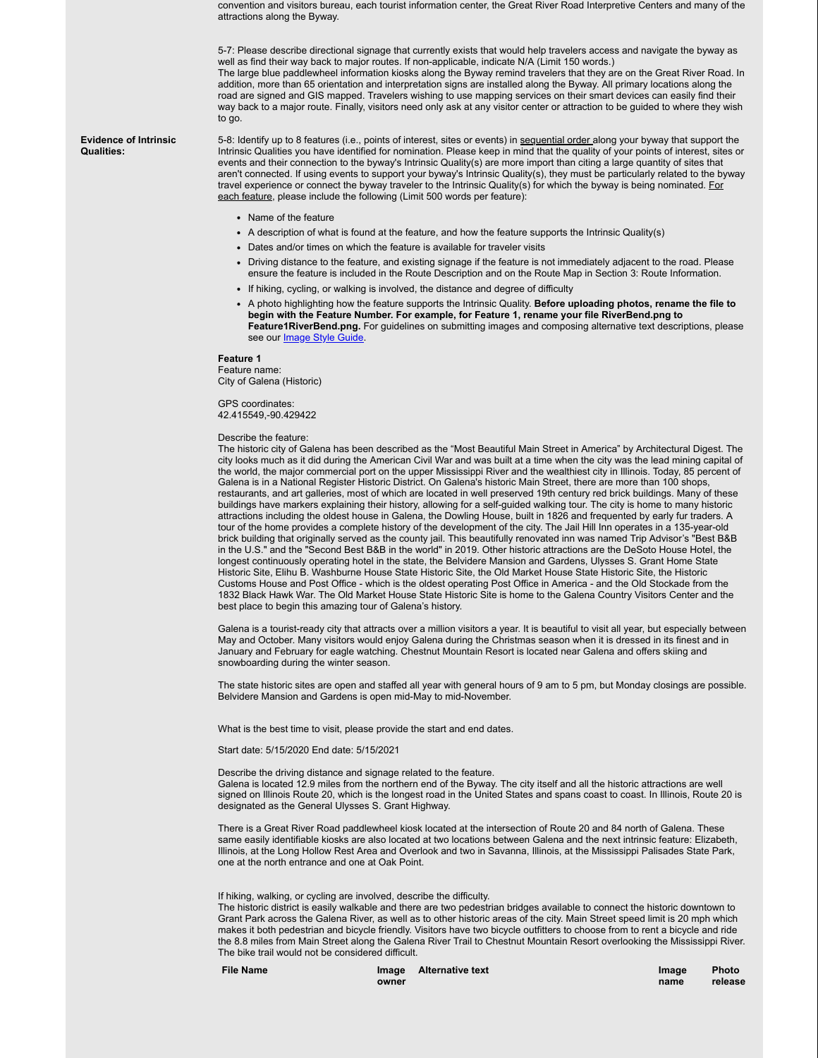convention and visitors bureau, each tourist information center, the Great River Road Interpretive Centers and many of the attractions along the Byway.

5-7: Please describe directional signage that currently exists that would help travelers access and navigate the byway as well as find their way back to major routes. If non-applicable, indicate N/A (Limit 150 words.)
The large blue paddlewheel information kiosks along the Byway remind travelers that they are on the Great River Road. In addition, more than 65 orientation and interpretation signs are installed along the Byway. All primary locations along the road are signed and GIS mapped. Travelers wishing to use mapping services on their smart devices can easily find their way back to a major route. Finally, visitors need only ask at any visitor center or attraction to be guided to where they wish to go.

**Evidence of Intrinsic Qualities:**

5-8: Identify up to 8 features (i.e., points of interest, sites or events) in sequential order along your byway that support the Intrinsic Qualities you have identified for nomination. Please keep in mind that the quality of your points of interest, sites or events and their connection to the byway's Intrinsic Quality(s) are more import than citing a large quantity of sites that aren't connected. If using events to support your byway's Intrinsic Quality(s), they must be particularly related to the byway travel experience or connect the byway traveler to the Intrinsic Quality(s) for which the byway is being nominated. For each feature, please include the following (Limit 500 words per feature):

- Name of the feature
- A description of what is found at the feature, and how the feature supports the Intrinsic Quality(s)
- Dates and/or times on which the feature is available for traveler visits
- Driving distance to the feature, and existing signage if the feature is not immediately adjacent to the road. Please ensure the feature is included in the Route Description and on the Route Map in Section 3: Route Information.
- If hiking, cycling, or walking is involved, the distance and degree of difficulty
- A photo highlighting how the feature supports the Intrinsic Quality. **Before uploading photos, rename the file to begin with the Feature Number. For example, for Feature 1, rename your file RiverBend.png to Feature1RiverBend.png.** For guidelines on submitting images and composing alternative text descriptions, please see our Image Style Guide.

**Feature 1**
Feature name:
City of Galena (Historic)

GPS coordinates:
42.415549,-90.429422

Describe the feature:
The historic city of Galena has been described as the "Most Beautiful Main Street in America" by Architectural Digest. The city looks much as it did during the American Civil War and was built at a time when the city was the lead mining capital of the world, the major commercial port on the upper Mississippi River and the wealthiest city in Illinois. Today, 85 percent of Galena is in a National Register Historic District. On Galena's historic Main Street, there are more than 100 shops, restaurants, and art galleries, most of which are located in well preserved 19th century red brick buildings. Many of these buildings have markers explaining their history, allowing for a self-guided walking tour. The city is home to many historic attractions including the oldest house in Galena, the Dowling House, built in 1826 and frequented by early fur traders. A tour of the home provides a complete history of the development of the city. The Jail Hill Inn operates in a 135-year-old brick building that originally served as the county jail. This beautifully renovated inn was named Trip Advisor's "Best B&B in the U.S." and the "Second Best B&B in the world" in 2019. Other historic attractions are the DeSoto House Hotel, the longest continuously operating hotel in the state, the Belvidere Mansion and Gardens, Ulysses S. Grant Home State Historic Site, Elihu B. Washburne House State Historic Site, the Old Market House State Historic Site, the Historic Customs House and Post Office - which is the oldest operating Post Office in America - and the Old Stockade from the 1832 Black Hawk War. The Old Market House State Historic Site is home to the Galena Country Visitors Center and the best place to begin this amazing tour of Galena's history.

Galena is a tourist-ready city that attracts over a million visitors a year. It is beautiful to visit all year, but especially between May and October. Many visitors would enjoy Galena during the Christmas season when it is dressed in its finest and in January and February for eagle watching. Chestnut Mountain Resort is located near Galena and offers skiing and snowboarding during the winter season.

The state historic sites are open and staffed all year with general hours of 9 am to 5 pm, but Monday closings are possible. Belvidere Mansion and Gardens is open mid-May to mid-November.

What is the best time to visit, please provide the start and end dates.

Start date: 5/15/2020 End date: 5/15/2021

Describe the driving distance and signage related to the feature.
Galena is located 12.9 miles from the northern end of the Byway. The city itself and all the historic attractions are well signed on Illinois Route 20, which is the longest road in the United States and spans coast to coast. In Illinois, Route 20 is designated as the General Ulysses S. Grant Highway.

There is a Great River Road paddlewheel kiosk located at the intersection of Route 20 and 84 north of Galena. These same easily identifiable kiosks are also located at two locations between Galena and the next intrinsic feature: Elizabeth, Illinois, at the Long Hollow Rest Area and Overlook and two in Savanna, Illinois, at the Mississippi Palisades State Park, one at the north entrance and one at Oak Point.

If hiking, walking, or cycling are involved, describe the difficulty.
The historic district is easily walkable and there are two pedestrian bridges available to connect the historic downtown to Grant Park across the Galena River, as well as to other historic areas of the city. Main Street speed limit is 20 mph which makes it both pedestrian and bicycle friendly. Visitors have two bicycle outfitters to choose from to rent a bicycle and ride the 8.8 miles from Main Street along the Galena River Trail to Chestnut Mountain Resort overlooking the Mississippi River. The bike trail would not be considered difficult.

| File Name | Image owner | Alternative text | Image name | Photo release |
|---|---|---|---|---|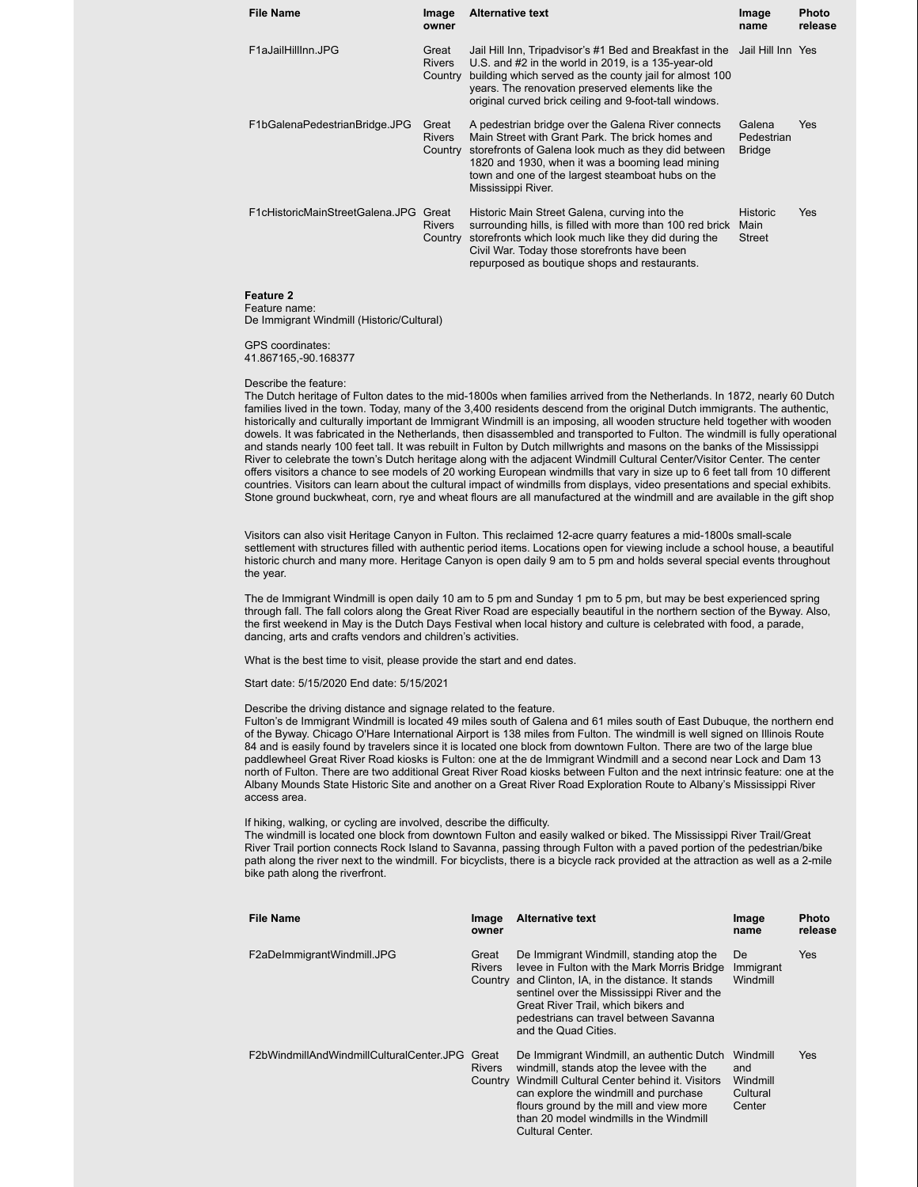| File Name | Image owner | Alternative text | Image name | Photo release |
|---|---|---|---|---|
| F1aJailHillInn.JPG | Great Rivers Country | Jail Hill Inn, Tripadvisor's #1 Bed and Breakfast in the U.S. and #2 in the world in 2019, is a 135-year-old building which served as the county jail for almost 100 years. The renovation preserved elements like the original curved brick ceiling and 9-foot-tall windows. | Jail Hill Inn | Yes |
| F1bGalenaPedestrianBridge.JPG | Great Rivers Country | A pedestrian bridge over the Galena River connects Main Street with Grant Park. The brick homes and storefronts of Galena look much as they did between 1820 and 1930, when it was a booming lead mining town and one of the largest steamboat hubs on the Mississippi River. | Galena Pedestrian Bridge | Yes |
| F1cHistoricMainStreetGalena.JPG | Great Rivers Country | Historic Main Street Galena, curving into the surrounding hills, is filled with more than 100 red brick storefronts which look much like they did during the Civil War. Today those storefronts have been repurposed as boutique shops and restaurants. | Historic Main Street | Yes |

**Feature 2**
Feature name:
De Immigrant Windmill (Historic/Cultural)

GPS coordinates:
41.867165,-90.168377

Describe the feature:
The Dutch heritage of Fulton dates to the mid-1800s when families arrived from the Netherlands. In 1872, nearly 60 Dutch families lived in the town. Today, many of the 3,400 residents descend from the original Dutch immigrants. The authentic, historically and culturally important de Immigrant Windmill is an imposing, all wooden structure held together with wooden dowels. It was fabricated in the Netherlands, then disassembled and transported to Fulton. The windmill is fully operational and stands nearly 100 feet tall. It was rebuilt in Fulton by Dutch millwrights and masons on the banks of the Mississippi River to celebrate the town's Dutch heritage along with the adjacent Windmill Cultural Center/Visitor Center. The center offers visitors a chance to see models of 20 working European windmills that vary in size up to 6 feet tall from 10 different countries. Visitors can learn about the cultural impact of windmills from displays, video presentations and special exhibits. Stone ground buckwheat, corn, rye and wheat flours are all manufactured at the windmill and are available in the gift shop

Visitors can also visit Heritage Canyon in Fulton. This reclaimed 12-acre quarry features a mid-1800s small-scale settlement with structures filled with authentic period items. Locations open for viewing include a school house, a beautiful historic church and many more. Heritage Canyon is open daily 9 am to 5 pm and holds several special events throughout the year.

The de Immigrant Windmill is open daily 10 am to 5 pm and Sunday 1 pm to 5 pm, but may be best experienced spring through fall. The fall colors along the Great River Road are especially beautiful in the northern section of the Byway. Also, the first weekend in May is the Dutch Days Festival when local history and culture is celebrated with food, a parade, dancing, arts and crafts vendors and children's activities.

What is the best time to visit, please provide the start and end dates.

Start date: 5/15/2020 End date: 5/15/2021

Describe the driving distance and signage related to the feature.
Fulton's de Immigrant Windmill is located 49 miles south of Galena and 61 miles south of East Dubuque, the northern end of the Byway. Chicago O'Hare International Airport is 138 miles from Fulton. The windmill is well signed on Illinois Route 84 and is easily found by travelers since it is located one block from downtown Fulton. There are two of the large blue paddlewheel Great River Road kiosks is Fulton: one at the de Immigrant Windmill and a second near Lock and Dam 13 north of Fulton. There are two additional Great River Road kiosks between Fulton and the next intrinsic feature: one at the Albany Mounds State Historic Site and another on a Great River Road Exploration Route to Albany's Mississippi River access area.

If hiking, walking, or cycling are involved, describe the difficulty.
The windmill is located one block from downtown Fulton and easily walked or biked. The Mississippi River Trail/Great River Trail portion connects Rock Island to Savanna, passing through Fulton with a paved portion of the pedestrian/bike path along the river next to the windmill. For bicyclists, there is a bicycle rack provided at the attraction as well as a 2-mile bike path along the riverfront.

| File Name | Image owner | Alternative text | Image name | Photo release |
|---|---|---|---|---|
| F2aDeImmigrantWindmill.JPG | Great Rivers Country | De Immigrant Windmill, standing atop the levee in Fulton with the Mark Morris Bridge and Clinton, IA, in the distance. It stands sentinel over the Mississippi River and the Great River Trail, which bikers and pedestrians can travel between Savanna and the Quad Cities. | De Immigrant Windmill | Yes |
| F2bWindmillAndWindmillCulturalCenter.JPG | Great Rivers Country | De Immigrant Windmill, an authentic Dutch windmill, stands atop the levee with the Windmill Cultural Center behind it. Visitors can explore the windmill and purchase flours ground by the mill and view more than 20 model windmills in the Windmill Cultural Center. | Windmill and Windmill Cultural Center | Yes |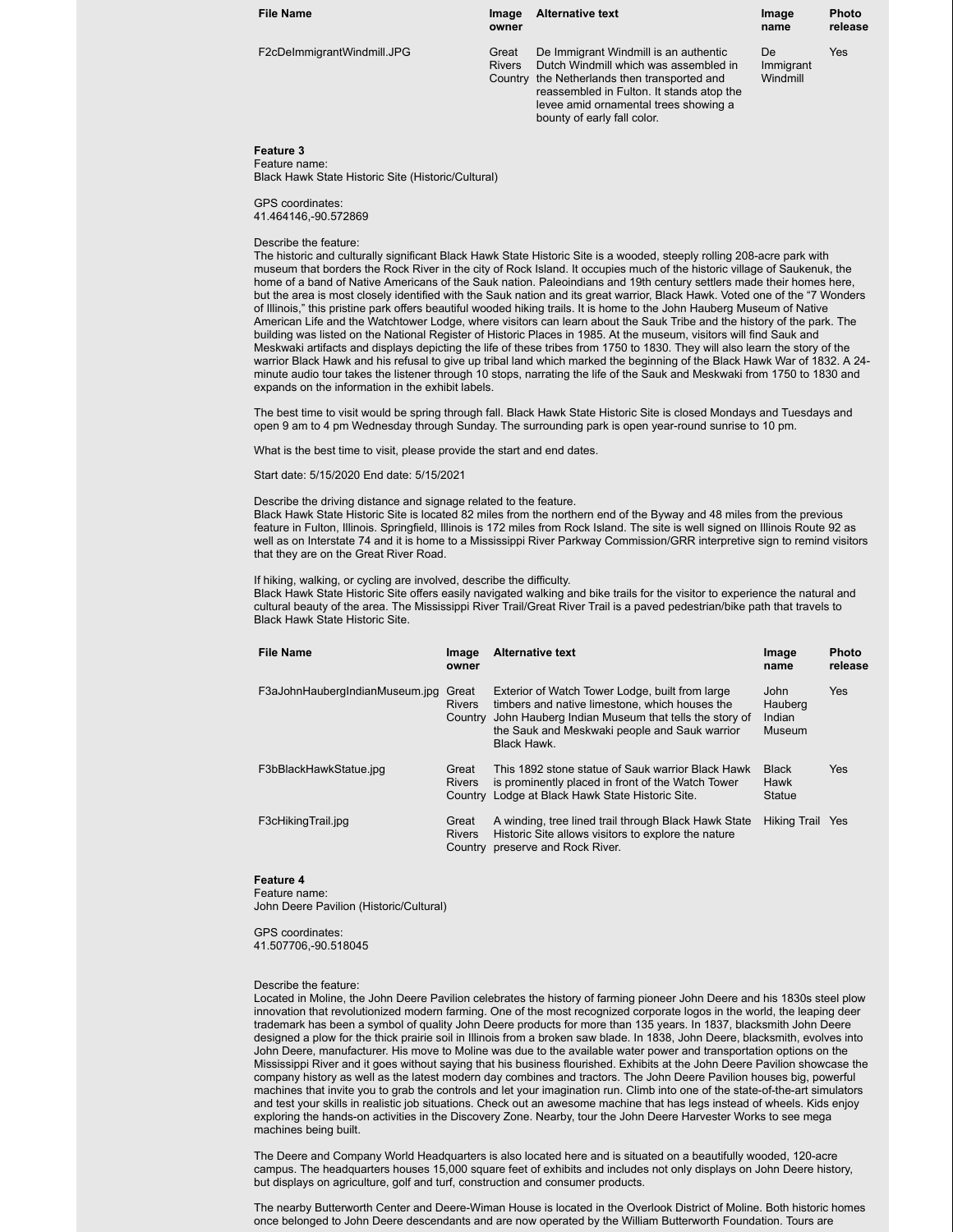| File Name | Image owner | Alternative text | Image name | Photo release |
|---|---|---|---|---|
| F2cDeImmigrantWindmill.JPG | Great Rivers Country | De Immigrant Windmill is an authentic Dutch Windmill which was assembled in the Netherlands then transported and reassembled in Fulton. It stands atop the levee amid ornamental trees showing a bounty of early fall color. | De Immigrant Windmill | Yes |

**Feature 3**
Feature name:
Black Hawk State Historic Site (Historic/Cultural)

GPS coordinates:
41.464146,-90.572869

Describe the feature:
The historic and culturally significant Black Hawk State Historic Site is a wooded, steeply rolling 208-acre park with museum that borders the Rock River in the city of Rock Island. It occupies much of the historic village of Saukenuk, the home of a band of Native Americans of the Sauk nation. Paleoindians and 19th century settlers made their homes here, but the area is most closely identified with the Sauk nation and its great warrior, Black Hawk. Voted one of the "7 Wonders of Illinois," this pristine park offers beautiful wooded hiking trails. It is home to the John Hauberg Museum of Native American Life and the Watchtower Lodge, where visitors can learn about the Sauk Tribe and the history of the park. The building was listed on the National Register of Historic Places in 1985. At the museum, visitors will find Sauk and Meskwaki artifacts and displays depicting the life of these tribes from 1750 to 1830. They will also learn the story of the warrior Black Hawk and his refusal to give up tribal land which marked the beginning of the Black Hawk War of 1832. A 24-minute audio tour takes the listener through 10 stops, narrating the life of the Sauk and Meskwaki from 1750 to 1830 and expands on the information in the exhibit labels.

The best time to visit would be spring through fall. Black Hawk State Historic Site is closed Mondays and Tuesdays and open 9 am to 4 pm Wednesday through Sunday. The surrounding park is open year-round sunrise to 10 pm.

What is the best time to visit, please provide the start and end dates.

Start date: 5/15/2020 End date: 5/15/2021

Describe the driving distance and signage related to the feature.
Black Hawk State Historic Site is located 82 miles from the northern end of the Byway and 48 miles from the previous feature in Fulton, Illinois. Springfield, Illinois is 172 miles from Rock Island. The site is well signed on Illinois Route 92 as well as on Interstate 74 and it is home to a Mississippi River Parkway Commission/GRR interpretive sign to remind visitors that they are on the Great River Road.

If hiking, walking, or cycling are involved, describe the difficulty.
Black Hawk State Historic Site offers easily navigated walking and bike trails for the visitor to experience the natural and cultural beauty of the area. The Mississippi River Trail/Great River Trail is a paved pedestrian/bike path that travels to Black Hawk State Historic Site.

| File Name | Image owner | Alternative text | Image name | Photo release |
|---|---|---|---|---|
| F3aJohnHaubergIndianMuseum.jpg | Great Rivers Country | Exterior of Watch Tower Lodge, built from large timbers and native limestone, which houses the John Hauberg Indian Museum that tells the story of the Sauk and Meskwaki people and Sauk warrior Black Hawk. | John Hauberg Indian Museum | Yes |
| F3bBlackHawkStatue.jpg | Great Rivers Country | This 1892 stone statue of Sauk warrior Black Hawk is prominently placed in front of the Watch Tower Lodge at Black Hawk State Historic Site. | Black Hawk Statue | Yes |
| F3cHikingTrail.jpg | Great Rivers Country | A winding, tree lined trail through Black Hawk State Historic Site allows visitors to explore the nature preserve and Rock River. | Hiking Trail | Yes |

**Feature 4**
Feature name:
John Deere Pavilion (Historic/Cultural)

GPS coordinates:
41.507706,-90.518045

Describe the feature:
Located in Moline, the John Deere Pavilion celebrates the history of farming pioneer John Deere and his 1830s steel plow innovation that revolutionized modern farming. One of the most recognized corporate logos in the world, the leaping deer trademark has been a symbol of quality John Deere products for more than 135 years. In 1837, blacksmith John Deere designed a plow for the thick prairie soil in Illinois from a broken saw blade. In 1838, John Deere, blacksmith, evolves into John Deere, manufacturer. His move to Moline was due to the available water power and transportation options on the Mississippi River and it goes without saying that his business flourished. Exhibits at the John Deere Pavilion showcase the company history as well as the latest modern day combines and tractors. The John Deere Pavilion houses big, powerful machines that invite you to grab the controls and let your imagination run. Climb into one of the state-of-the-art simulators and test your skills in realistic job situations. Check out an awesome machine that has legs instead of wheels. Kids enjoy exploring the hands-on activities in the Discovery Zone. Nearby, tour the John Deere Harvester Works to see mega machines being built.

The Deere and Company World Headquarters is also located here and is situated on a beautifully wooded, 120-acre campus. The headquarters houses 15,000 square feet of exhibits and includes not only displays on John Deere history, but displays on agriculture, golf and turf, construction and consumer products.

The nearby Butterworth Center and Deere-Wiman House is located in the Overlook District of Moline. Both historic homes once belonged to John Deere descendants and are now operated by the William Butterworth Foundation. Tours are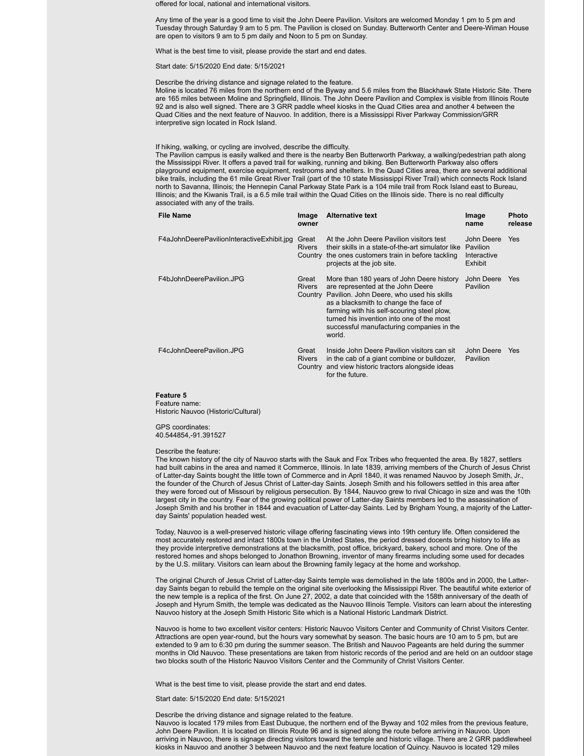offered for local, national and international visitors.

Any time of the year is a good time to visit the John Deere Pavilion. Visitors are welcomed Monday 1 pm to 5 pm and Tuesday through Saturday 9 am to 5 pm. The Pavilion is closed on Sunday. Butterworth Center and Deere-Wiman House are open to visitors 9 am to 5 pm daily and Noon to 5 pm on Sunday.

What is the best time to visit, please provide the start and end dates.

Start date: 5/15/2020 End date: 5/15/2021

Describe the driving distance and signage related to the feature.
Moline is located 76 miles from the northern end of the Byway and 5.6 miles from the Blackhawk State Historic Site. There are 165 miles between Moline and Springfield, Illinois. The John Deere Pavilion and Complex is visible from Illinois Route 92 and is also well signed. There are 3 GRR paddle wheel kiosks in the Quad Cities area and another 4 between the Quad Cities and the next feature of Nauvoo. In addition, there is a Mississippi River Parkway Commission/GRR interpretive sign located in Rock Island.

If hiking, walking, or cycling are involved, describe the difficulty.
The Pavilion campus is easily walked and there is the nearby Ben Butterworth Parkway, a walking/pedestrian path along the Mississippi River. It offers a paved trail for walking, running and biking. Ben Butterworth Parkway also offers playground equipment, exercise equipment, restrooms and shelters. In the Quad Cities area, there are several additional bike trails, including the 61 mile Great River Trail (part of the 10 state Mississippi River Trail) which connects Rock Island north to Savanna, Illinois; the Hennepin Canal Parkway State Park is a 104 mile trail from Rock Island east to Bureau, Illinois; and the Kiwanis Trail, is a 6.5 mile trail within the Quad Cities on the Illinois side. There is no real difficulty associated with any of the trails.

| File Name | Image owner | Alternative text | Image name | Photo release |
|---|---|---|---|---|
| F4aJohnDeerePavilionInteractiveExhibit.jpg | Great Rivers Country | At the John Deere Pavilion visitors test their skills in a state-of-the-art simulator like the ones customers train in before tackling projects at the job site. | John Deere Pavilion Interactive Exhibit | Yes |
| F4bJohnDeerePavilion.JPG | Great Rivers Country | More than 180 years of John Deere history are represented at the John Deere Pavilion. John Deere, who used his skills as a blacksmith to change the face of farming with his self-scouring steel plow, turned his invention into one of the most successful manufacturing companies in the world. | John Deere Pavilion | Yes |
| F4cJohnDeerePavilion.JPG | Great Rivers Country | Inside John Deere Pavilion visitors can sit in the cab of a giant combine or bulldozer, and view historic tractors alongside ideas for the future. | John Deere Pavilion | Yes |

**Feature 5**
Feature name:
Historic Nauvoo (Historic/Cultural)

GPS coordinates:
40.544854,-91.391527

Describe the feature:
The known history of the city of Nauvoo starts with the Sauk and Fox Tribes who frequented the area. By 1827, settlers had built cabins in the area and named it Commerce, Illinois. In late 1839, arriving members of the Church of Jesus Christ of Latter-day Saints bought the little town of Commerce and in April 1840, it was renamed Nauvoo by Joseph Smith, Jr., the founder of the Church of Jesus Christ of Latter-day Saints. Joseph Smith and his followers settled in this area after they were forced out of Missouri by religious persecution. By 1844, Nauvoo grew to rival Chicago in size and was the 10th largest city in the country. Fear of the growing political power of Latter-day Saints members led to the assassination of Joseph Smith and his brother in 1844 and evacuation of Latter-day Saints. Led by Brigham Young, a majority of the Latter-day Saints' population headed west.

Today, Nauvoo is a well-preserved historic village offering fascinating views into 19th century life. Often considered the most accurately restored and intact 1800s town in the United States, the period dressed docents bring history to life as they provide interpretive demonstrations at the blacksmith, post office, brickyard, bakery, school and more. One of the restored homes and shops belonged to Jonathon Browning, inventor of many firearms including some used for decades by the U.S. military. Visitors can learn about the Browning family legacy at the home and workshop.

The original Church of Jesus Christ of Latter-day Saints temple was demolished in the late 1800s and in 2000, the Latter-day Saints began to rebuild the temple on the original site overlooking the Mississippi River. The beautiful white exterior of the new temple is a replica of the first. On June 27, 2002, a date that coincided with the 158th anniversary of the death of Joseph and Hyrum Smith, the temple was dedicated as the Nauvoo Illinois Temple. Visitors can learn about the interesting Nauvoo history at the Joseph Smith Historic Site which is a National Historic Landmark District.

Nauvoo is home to two excellent visitor centers: Historic Nauvoo Visitors Center and Community of Christ Visitors Center. Attractions are open year-round, but the hours vary somewhat by season. The basic hours are 10 am to 5 pm, but are extended to 9 am to 6:30 pm during the summer season. The British and Nauvoo Pageants are held during the summer months in Old Nauvoo. These presentations are taken from historic records of the period and are held on an outdoor stage two blocks south of the Historic Nauvoo Visitors Center and the Community of Christ Visitors Center.

What is the best time to visit, please provide the start and end dates.

Start date: 5/15/2020 End date: 5/15/2021

Describe the driving distance and signage related to the feature.
Nauvoo is located 179 miles from East Dubuque, the northern end of the Byway and 102 miles from the previous feature, John Deere Pavilion. It is located on Illinois Route 96 and is signed along the route before arriving in Nauvoo. Upon arriving in Nauvoo, there is signage directing visitors toward the temple and historic village. There are 2 GRR paddlewheel kiosks in Nauvoo and another 3 between Nauvoo and the next feature location of Quincy. Nauvoo is located 129 miles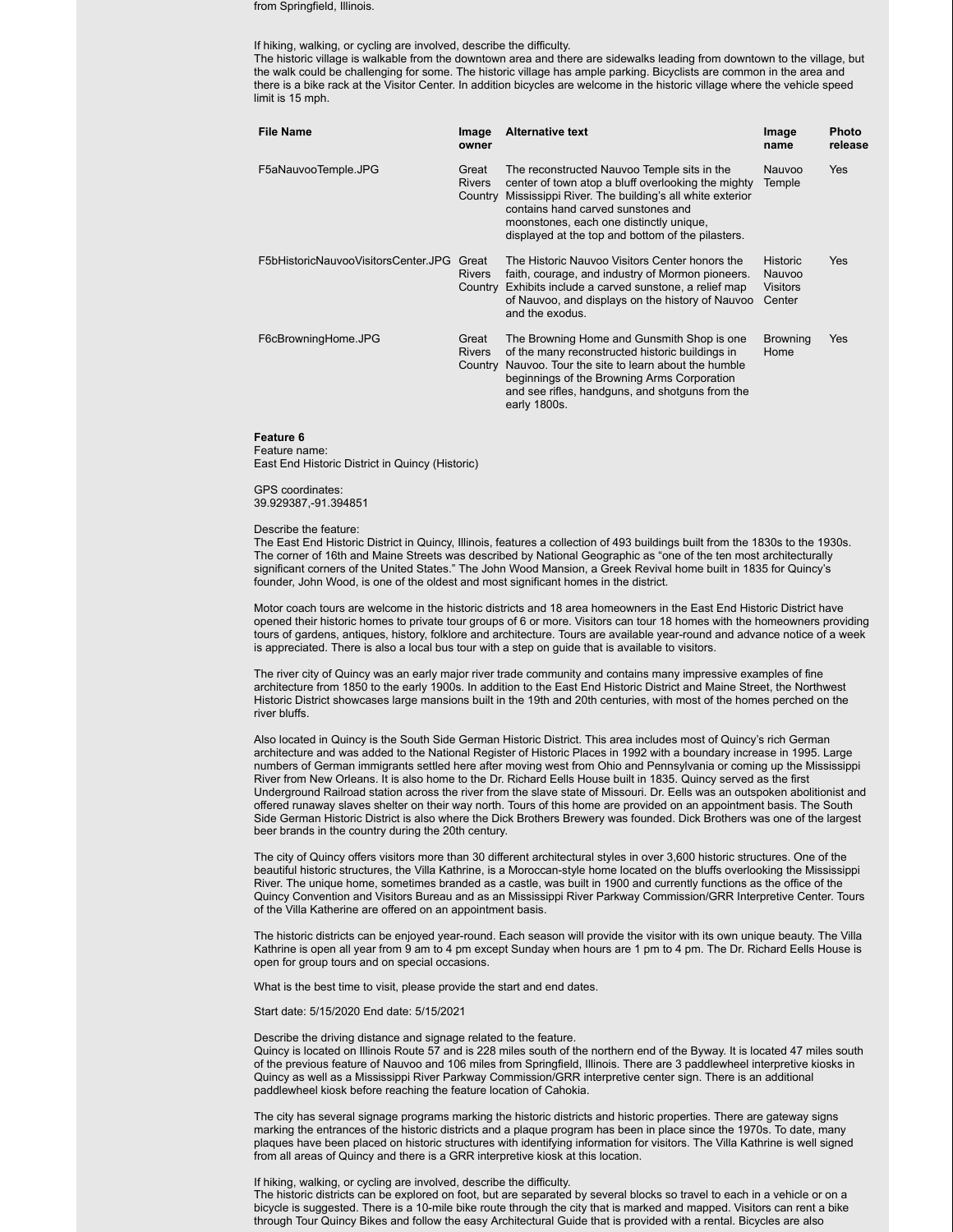from Springfield, Illinois.

If hiking, walking, or cycling are involved, describe the difficulty.
The historic village is walkable from the downtown area and there are sidewalks leading from downtown to the village, but the walk could be challenging for some. The historic village has ample parking. Bicyclists are common in the area and there is a bike rack at the Visitor Center. In addition bicycles are welcome in the historic village where the vehicle speed limit is 15 mph.

| File Name | Image owner | Alternative text | Image name | Photo release |
|---|---|---|---|---|
| F5aNauvooTemple.JPG | Great Rivers Country | The reconstructed Nauvoo Temple sits in the center of town atop a bluff overlooking the mighty Mississippi River. The building's all white exterior contains hand carved sunstones and moonstones, each one distinctly unique, displayed at the top and bottom of the pilasters. | Nauvoo Temple | Yes |
| F5bHistoricNauvooVisitorsCenter.JPG | Great Rivers Country | The Historic Nauvoo Visitors Center honors the faith, courage, and industry of Mormon pioneers. Exhibits include a carved sunstone, a relief map of Nauvoo, and displays on the history of Nauvoo and the exodus. | Historic Nauvoo Visitors Center | Yes |
| F6cBrowningHome.JPG | Great Rivers Country | The Browning Home and Gunsmith Shop is one of the many reconstructed historic buildings in Nauvoo. Tour the site to learn about the humble beginnings of the Browning Arms Corporation and see rifles, handguns, and shotguns from the early 1800s. | Browning Home | Yes |

**Feature 6**
Feature name:
East End Historic District in Quincy (Historic)

GPS coordinates:
39.929387,-91.394851

Describe the feature:
The East End Historic District in Quincy, Illinois, features a collection of 493 buildings built from the 1830s to the 1930s. The corner of 16th and Maine Streets was described by National Geographic as "one of the ten most architecturally significant corners of the United States." The John Wood Mansion, a Greek Revival home built in 1835 for Quincy's founder, John Wood, is one of the oldest and most significant homes in the district.

Motor coach tours are welcome in the historic districts and 18 area homeowners in the East End Historic District have opened their historic homes to private tour groups of 6 or more. Visitors can tour 18 homes with the homeowners providing tours of gardens, antiques, history, folklore and architecture. Tours are available year-round and advance notice of a week is appreciated. There is also a local bus tour with a step on guide that is available to visitors.

The river city of Quincy was an early major river trade community and contains many impressive examples of fine architecture from 1850 to the early 1900s. In addition to the East End Historic District and Maine Street, the Northwest Historic District showcases large mansions built in the 19th and 20th centuries, with most of the homes perched on the river bluffs.

Also located in Quincy is the South Side German Historic District. This area includes most of Quincy's rich German architecture and was added to the National Register of Historic Places in 1992 with a boundary increase in 1995. Large numbers of German immigrants settled here after moving west from Ohio and Pennsylvania or coming up the Mississippi River from New Orleans. It is also home to the Dr. Richard Eells House built in 1835. Quincy served as the first Underground Railroad station across the river from the slave state of Missouri. Dr. Eells was an outspoken abolitionist and offered runaway slaves shelter on their way north. Tours of this home are provided on an appointment basis. The South Side German Historic District is also where the Dick Brothers Brewery was founded. Dick Brothers was one of the largest beer brands in the country during the 20th century.

The city of Quincy offers visitors more than 30 different architectural styles in over 3,600 historic structures. One of the beautiful historic structures, the Villa Kathrine, is a Moroccan-style home located on the bluffs overlooking the Mississippi River. The unique home, sometimes branded as a castle, was built in 1900 and currently functions as the office of the Quincy Convention and Visitors Bureau and as an Mississippi River Parkway Commission/GRR Interpretive Center. Tours of the Villa Katherine are offered on an appointment basis.

The historic districts can be enjoyed year-round. Each season will provide the visitor with its own unique beauty. The Villa Kathrine is open all year from 9 am to 4 pm except Sunday when hours are 1 pm to 4 pm. The Dr. Richard Eells House is open for group tours and on special occasions.

What is the best time to visit, please provide the start and end dates.

Start date: 5/15/2020 End date: 5/15/2021

Describe the driving distance and signage related to the feature.
Quincy is located on Illinois Route 57 and is 228 miles south of the northern end of the Byway. It is located 47 miles south of the previous feature of Nauvoo and 106 miles from Springfield, Illinois. There are 3 paddlewheel interpretive kiosks in Quincy as well as a Mississippi River Parkway Commission/GRR interpretive center sign. There is an additional paddlewheel kiosk before reaching the feature location of Cahokia.

The city has several signage programs marking the historic districts and historic properties. There are gateway signs marking the entrances of the historic districts and a plaque program has been in place since the 1970s. To date, many plaques have been placed on historic structures with identifying information for visitors. The Villa Kathrine is well signed from all areas of Quincy and there is a GRR interpretive kiosk at this location.

If hiking, walking, or cycling are involved, describe the difficulty.
The historic districts can be explored on foot, but are separated by several blocks so travel to each in a vehicle or on a bicycle is suggested. There is a 10-mile bike route through the city that is marked and mapped. Visitors can rent a bike through Tour Quincy Bikes and follow the easy Architectural Guide that is provided with a rental. Bicycles are also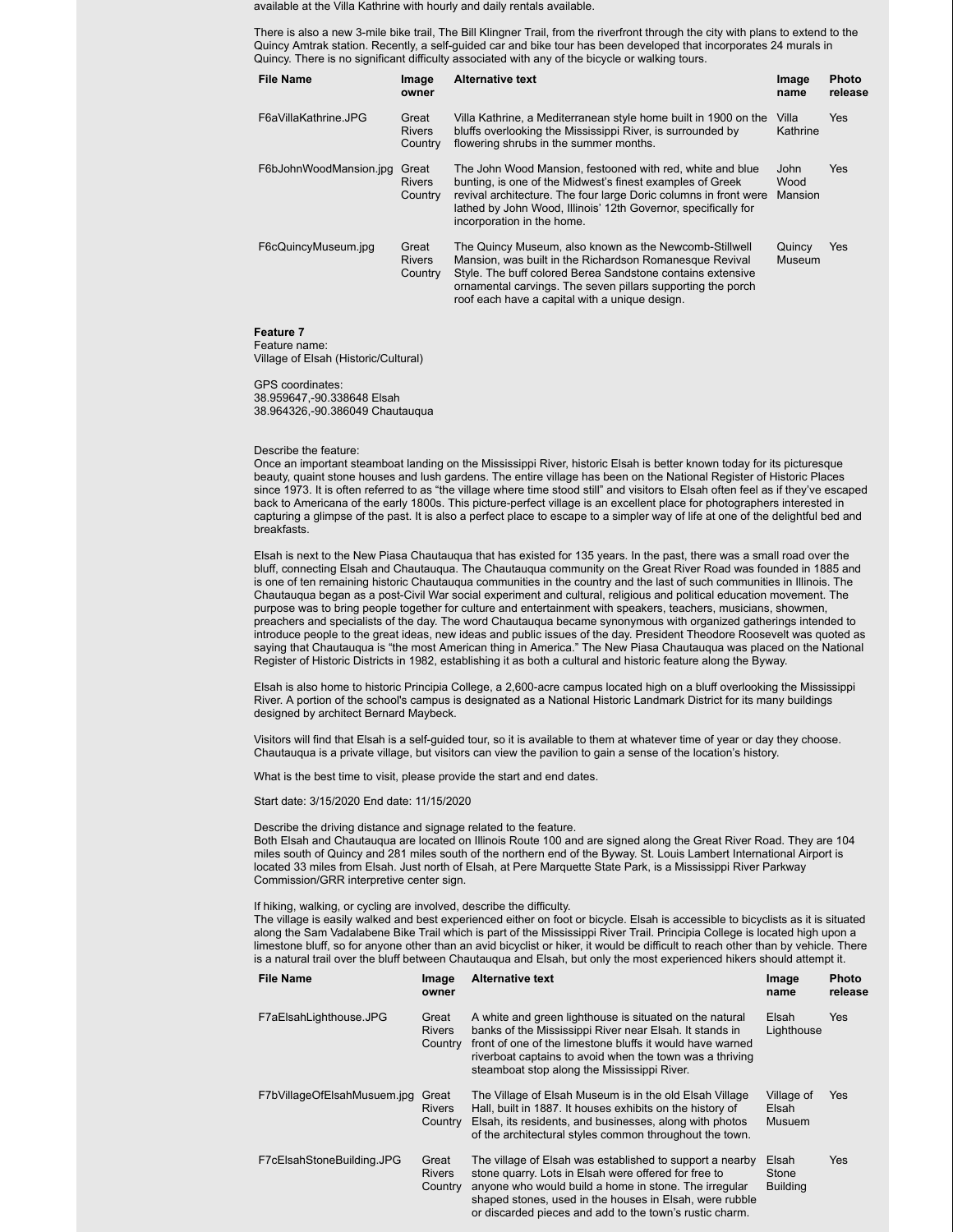available at the Villa Kathrine with hourly and daily rentals available.

There is also a new 3-mile bike trail, The Bill Klingner Trail, from the riverfront through the city with plans to extend to the Quincy Amtrak station. Recently, a self-guided car and bike tour has been developed that incorporates 24 murals in Quincy. There is no significant difficulty associated with any of the bicycle or walking tours.

| File Name | Image owner | Alternative text | Image name | Photo release |
|---|---|---|---|---|
| F6aVillaKathrine.JPG | Great Rivers Country | Villa Kathrine, a Mediterranean style home built in 1900 on the bluffs overlooking the Mississippi River, is surrounded by flowering shrubs in the summer months. | Villa Kathrine | Yes |
| F6bJohnWoodMansion.jpg | Great Rivers Country | The John Wood Mansion, festooned with red, white and blue bunting, is one of the Midwest's finest examples of Greek revival architecture. The four large Doric columns in front were lathed by John Wood, Illinois' 12th Governor, specifically for incorporation in the home. | John Wood Mansion | Yes |
| F6cQuincyMuseum.jpg | Great Rivers Country | The Quincy Museum, also known as the Newcomb-Stillwell Mansion, was built in the Richardson Romanesque Revival Style. The buff colored Berea Sandstone contains extensive ornamental carvings. The seven pillars supporting the porch roof each have a capital with a unique design. | Quincy Museum | Yes |

**Feature 7**
Feature name:
Village of Elsah (Historic/Cultural)

GPS coordinates:
38.959647,-90.338648 Elsah
38.964326,-90.386049 Chautauqua

Describe the feature:
Once an important steamboat landing on the Mississippi River, historic Elsah is better known today for its picturesque beauty, quaint stone houses and lush gardens. The entire village has been on the National Register of Historic Places since 1973. It is often referred to as "the village where time stood still" and visitors to Elsah often feel as if they've escaped back to Americana of the early 1800s. This picture-perfect village is an excellent place for photographers interested in capturing a glimpse of the past. It is also a perfect place to escape to a simpler way of life at one of the delightful bed and breakfasts.

Elsah is next to the New Piasa Chautauqua that has existed for 135 years. In the past, there was a small road over the bluff, connecting Elsah and Chautauqua. The Chautauqua community on the Great River Road was founded in 1885 and is one of ten remaining historic Chautauqua communities in the country and the last of such communities in Illinois. The Chautauqua began as a post-Civil War social experiment and cultural, religious and political education movement. The purpose was to bring people together for culture and entertainment with speakers, teachers, musicians, showmen, preachers and specialists of the day. The word Chautauqua became synonymous with organized gatherings intended to introduce people to the great ideas, new ideas and public issues of the day. President Theodore Roosevelt was quoted as saying that Chautauqua is "the most American thing in America." The New Piasa Chautauqua was placed on the National Register of Historic Districts in 1982, establishing it as both a cultural and historic feature along the Byway.

Elsah is also home to historic Principia College, a 2,600-acre campus located high on a bluff overlooking the Mississippi River. A portion of the school's campus is designated as a National Historic Landmark District for its many buildings designed by architect Bernard Maybeck.

Visitors will find that Elsah is a self-guided tour, so it is available to them at whatever time of year or day they choose. Chautauqua is a private village, but visitors can view the pavilion to gain a sense of the location's history.

What is the best time to visit, please provide the start and end dates.

Start date: 3/15/2020 End date: 11/15/2020

Describe the driving distance and signage related to the feature.
Both Elsah and Chautauqua are located on Illinois Route 100 and are signed along the Great River Road. They are 104 miles south of Quincy and 281 miles south of the northern end of the Byway. St. Louis Lambert International Airport is located 33 miles from Elsah. Just north of Elsah, at Pere Marquette State Park, is a Mississippi River Parkway Commission/GRR interpretive center sign.

If hiking, walking, or cycling are involved, describe the difficulty.
The village is easily walked and best experienced either on foot or bicycle. Elsah is accessible to bicyclists as it is situated along the Sam Vadalabene Bike Trail which is part of the Mississippi River Trail. Principia College is located high upon a limestone bluff, so for anyone other than an avid bicyclist or hiker, it would be difficult to reach other than by vehicle. There is a natural trail over the bluff between Chautauqua and Elsah, but only the most experienced hikers should attempt it.

| File Name | Image owner | Alternative text | Image name | Photo release |
|---|---|---|---|---|
| F7aElsahLighthouse.JPG | Great Rivers Country | A white and green lighthouse is situated on the natural banks of the Mississippi River near Elsah. It stands in front of one of the limestone bluffs it would have warned riverboat captains to avoid when the town was a thriving steamboat stop along the Mississippi River. | Elsah Lighthouse | Yes |
| F7bVillageOfElsahMusuem.jpg | Great Rivers Country | The Village of Elsah Museum is in the old Elsah Village Hall, built in 1887. It houses exhibits on the history of Elsah, its residents, and businesses, along with photos of the architectural styles common throughout the town. | Village of Elsah Musuem | Yes |
| F7cElsahStoneBuilding.JPG | Great Rivers Country | The village of Elsah was established to support a nearby stone quarry. Lots in Elsah were offered for free to anyone who would build a home in stone. The irregular shaped stones, used in the houses in Elsah, were rubble or discarded pieces and add to the town's rustic charm. | Elsah Stone Building | Yes |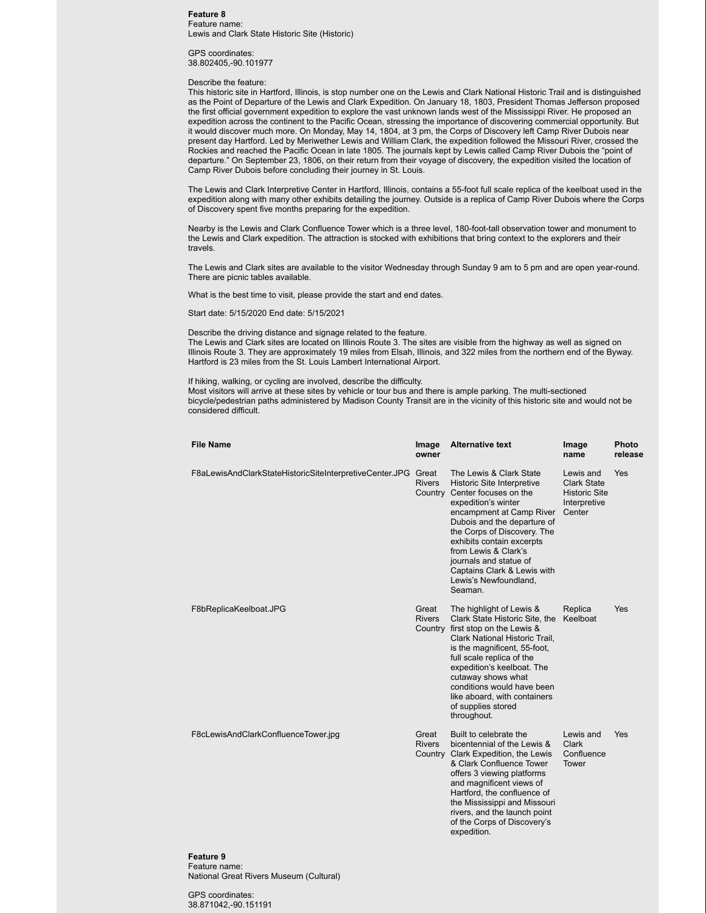**Feature 8**
Feature name:
Lewis and Clark State Historic Site (Historic)

GPS coordinates:
38.802405,-90.101977

Describe the feature:
This historic site in Hartford, Illinois, is stop number one on the Lewis and Clark National Historic Trail and is distinguished as the Point of Departure of the Lewis and Clark Expedition. On January 18, 1803, President Thomas Jefferson proposed the first official government expedition to explore the vast unknown lands west of the Mississippi River. He proposed an expedition across the continent to the Pacific Ocean, stressing the importance of discovering commercial opportunity. But it would discover much more. On Monday, May 14, 1804, at 3 pm, the Corps of Discovery left Camp River Dubois near present day Hartford. Led by Meriwether Lewis and William Clark, the expedition followed the Missouri River, crossed the Rockies and reached the Pacific Ocean in late 1805. The journals kept by Lewis called Camp River Dubois the "point of departure." On September 23, 1806, on their return from their voyage of discovery, the expedition visited the location of Camp River Dubois before concluding their journey in St. Louis.

The Lewis and Clark Interpretive Center in Hartford, Illinois, contains a 55-foot full scale replica of the keelboat used in the expedition along with many other exhibits detailing the journey. Outside is a replica of Camp River Dubois where the Corps of Discovery spent five months preparing for the expedition.

Nearby is the Lewis and Clark Confluence Tower which is a three level, 180-foot-tall observation tower and monument to the Lewis and Clark expedition. The attraction is stocked with exhibitions that bring context to the explorers and their travels.

The Lewis and Clark sites are available to the visitor Wednesday through Sunday 9 am to 5 pm and are open year-round. There are picnic tables available.

What is the best time to visit, please provide the start and end dates.

Start date: 5/15/2020 End date: 5/15/2021

Describe the driving distance and signage related to the feature.
The Lewis and Clark sites are located on Illinois Route 3. The sites are visible from the highway as well as signed on Illinois Route 3. They are approximately 19 miles from Elsah, Illinois, and 322 miles from the northern end of the Byway. Hartford is 23 miles from the St. Louis Lambert International Airport.

If hiking, walking, or cycling are involved, describe the difficulty.
Most visitors will arrive at these sites by vehicle or tour bus and there is ample parking. The multi-sectioned bicycle/pedestrian paths administered by Madison County Transit are in the vicinity of this historic site and would not be considered difficult.

| File Name | Image owner | Alternative text | Image name | Photo release |
|---|---|---|---|---|
| F8aLewisAndClarkStateHistoricSiteInterpretiveCenter.JPG | Great Rivers Country | The Lewis & Clark State Historic Site Interpretive Center focuses on the expedition's winter encampment at Camp River Dubois and the departure of the Corps of Discovery. The exhibits contain excerpts from Lewis & Clark's journals and statue of Captains Clark & Lewis with Lewis's Newfoundland, Seaman. | Lewis and Clark State Historic Site Interpretive Center | Yes |
| F8bReplicaKeelboat.JPG | Great Rivers Country | The highlight of Lewis & Clark State Historic Site, the first stop on the Lewis & Clark National Historic Trail, is the magnificent, 55-foot, full scale replica of the expedition's keelboat. The cutaway shows what conditions would have been like aboard, with containers of supplies stored throughout. | Replica Keelboat | Yes |
| F8cLewisAndClarkConfluenceTower.jpg | Great Rivers Country | Built to celebrate the bicentennial of the Lewis & Clark Expedition, the Lewis & Clark Confluence Tower offers 3 viewing platforms and magnificent views of Hartford, the confluence of the Mississippi and Missouri rivers, and the launch point of the Corps of Discovery's expedition. | Lewis and Clark Confluence Tower | Yes |

**Feature 9**
Feature name:
National Great Rivers Museum (Cultural)

GPS coordinates:
38.871042,-90.151191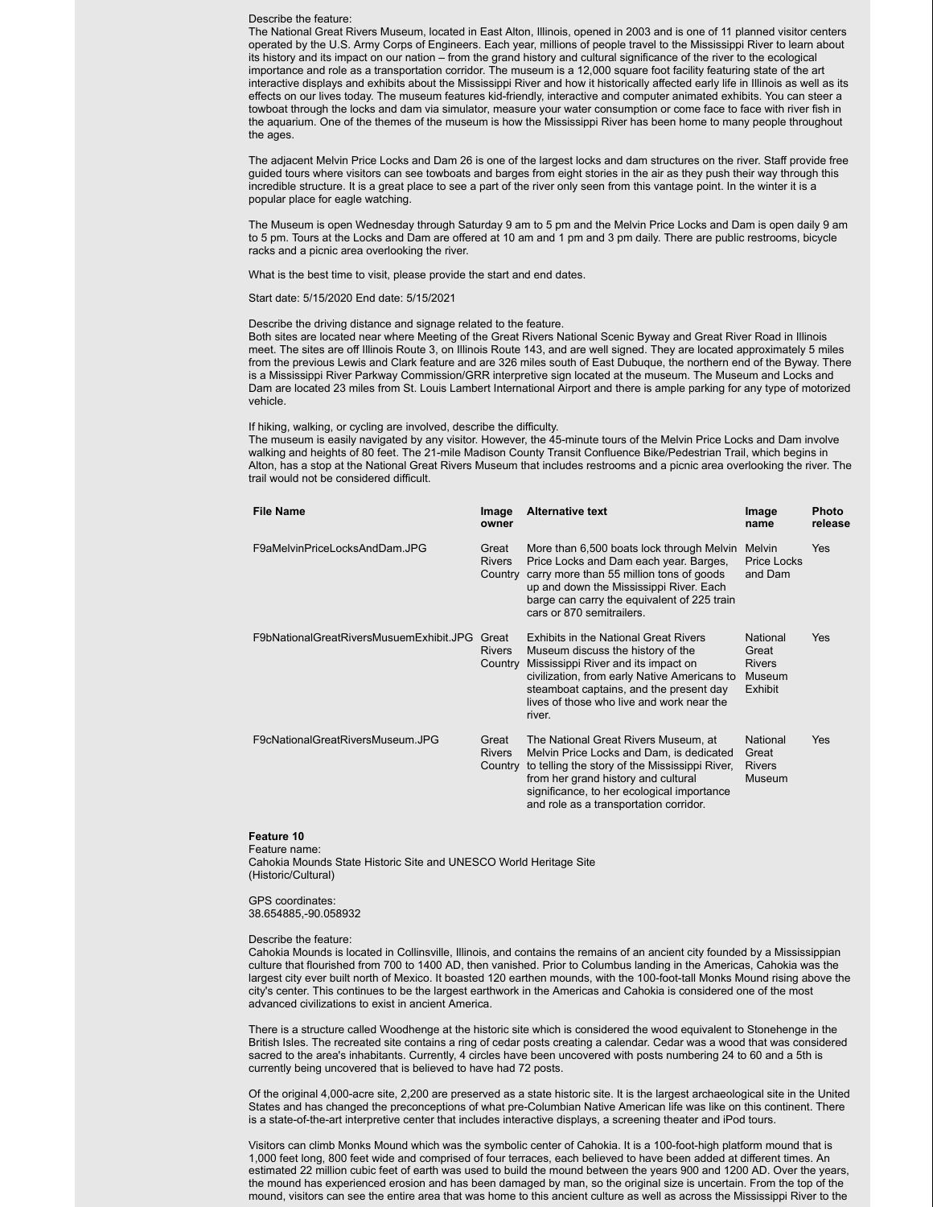Describe the feature:
The National Great Rivers Museum, located in East Alton, Illinois, opened in 2003 and is one of 11 planned visitor centers operated by the U.S. Army Corps of Engineers. Each year, millions of people travel to the Mississippi River to learn about its history and its impact on our nation – from the grand history and cultural significance of the river to the ecological importance and role as a transportation corridor. The museum is a 12,000 square foot facility featuring state of the art interactive displays and exhibits about the Mississippi River and how it historically affected early life in Illinois as well as its effects on our lives today. The museum features kid-friendly, interactive and computer animated exhibits. You can steer a towboat through the locks and dam via simulator, measure your water consumption or come face to face with river fish in the aquarium. One of the themes of the museum is how the Mississippi River has been home to many people throughout the ages.

The adjacent Melvin Price Locks and Dam 26 is one of the largest locks and dam structures on the river. Staff provide free guided tours where visitors can see towboats and barges from eight stories in the air as they push their way through this incredible structure. It is a great place to see a part of the river only seen from this vantage point. In the winter it is a popular place for eagle watching.

The Museum is open Wednesday through Saturday 9 am to 5 pm and the Melvin Price Locks and Dam is open daily 9 am to 5 pm. Tours at the Locks and Dam are offered at 10 am and 1 pm and 3 pm daily. There are public restrooms, bicycle racks and a picnic area overlooking the river.

What is the best time to visit, please provide the start and end dates.

Start date: 5/15/2020 End date: 5/15/2021

Describe the driving distance and signage related to the feature.
Both sites are located near where Meeting of the Great Rivers National Scenic Byway and Great River Road in Illinois meet. The sites are off Illinois Route 3, on Illinois Route 143, and are well signed. They are located approximately 5 miles from the previous Lewis and Clark feature and are 326 miles south of East Dubuque, the northern end of the Byway. There is a Mississippi River Parkway Commission/GRR interpretive sign located at the museum. The Museum and Locks and Dam are located 23 miles from St. Louis Lambert International Airport and there is ample parking for any type of motorized vehicle.

If hiking, walking, or cycling are involved, describe the difficulty.
The museum is easily navigated by any visitor. However, the 45-minute tours of the Melvin Price Locks and Dam involve walking and heights of 80 feet. The 21-mile Madison County Transit Confluence Bike/Pedestrian Trail, which begins in Alton, has a stop at the National Great Rivers Museum that includes restrooms and a picnic area overlooking the river. The trail would not be considered difficult.

| File Name | Image owner | Alternative text | Image name | Photo release |
|---|---|---|---|---|
| F9aMelvinPriceLocksAndDam.JPG | Great Rivers Country | More than 6,500 boats lock through Melvin Price Locks and Dam each year. Barges, carry more than 55 million tons of goods up and down the Mississippi River. Each barge can carry the equivalent of 225 train cars or 870 semitrailers. | Melvin Price Locks and Dam | Yes |
| F9bNationalGreatRiversMusuemExhibit.JPG | Great Rivers Country | Exhibits in the National Great Rivers Museum discuss the history of the Mississippi River and its impact on civilization, from early Native Americans to steamboat captains, and the present day lives of those who live and work near the river. | National Great Rivers Museum Exhibit | Yes |
| F9cNationalGreatRiversMuseum.JPG | Great Rivers Country | The National Great Rivers Museum, at Melvin Price Locks and Dam, is dedicated to telling the story of the Mississippi River, from her grand history and cultural significance, to her ecological importance and role as a transportation corridor. | National Great Rivers Museum | Yes |

**Feature 10**
Feature name:
Cahokia Mounds State Historic Site and UNESCO World Heritage Site (Historic/Cultural)

GPS coordinates:
38.654885,-90.058932

Describe the feature:
Cahokia Mounds is located in Collinsville, Illinois, and contains the remains of an ancient city founded by a Mississippian culture that flourished from 700 to 1400 AD, then vanished. Prior to Columbus landing in the Americas, Cahokia was the largest city ever built north of Mexico. It boasted 120 earthen mounds, with the 100-foot-tall Monks Mound rising above the city's center. This continues to be the largest earthwork in the Americas and Cahokia is considered one of the most advanced civilizations to exist in ancient America.

There is a structure called Woodhenge at the historic site which is considered the wood equivalent to Stonehenge in the British Isles. The recreated site contains a ring of cedar posts creating a calendar. Cedar was a wood that was considered sacred to the area's inhabitants. Currently, 4 circles have been uncovered with posts numbering 24 to 60 and a 5th is currently being uncovered that is believed to have had 72 posts.

Of the original 4,000-acre site, 2,200 are preserved as a state historic site. It is the largest archaeological site in the United States and has changed the preconceptions of what pre-Columbian Native American life was like on this continent. There is a state-of-the-art interpretive center that includes interactive displays, a screening theater and iPod tours.

Visitors can climb Monks Mound which was the symbolic center of Cahokia. It is a 100-foot-high platform mound that is 1,000 feet long, 800 feet wide and comprised of four terraces, each believed to have been added at different times. An estimated 22 million cubic feet of earth was used to build the mound between the years 900 and 1200 AD. Over the years, the mound has experienced erosion and has been damaged by man, so the original size is uncertain. From the top of the mound, visitors can see the entire area that was home to this ancient culture as well as across the Mississippi River to the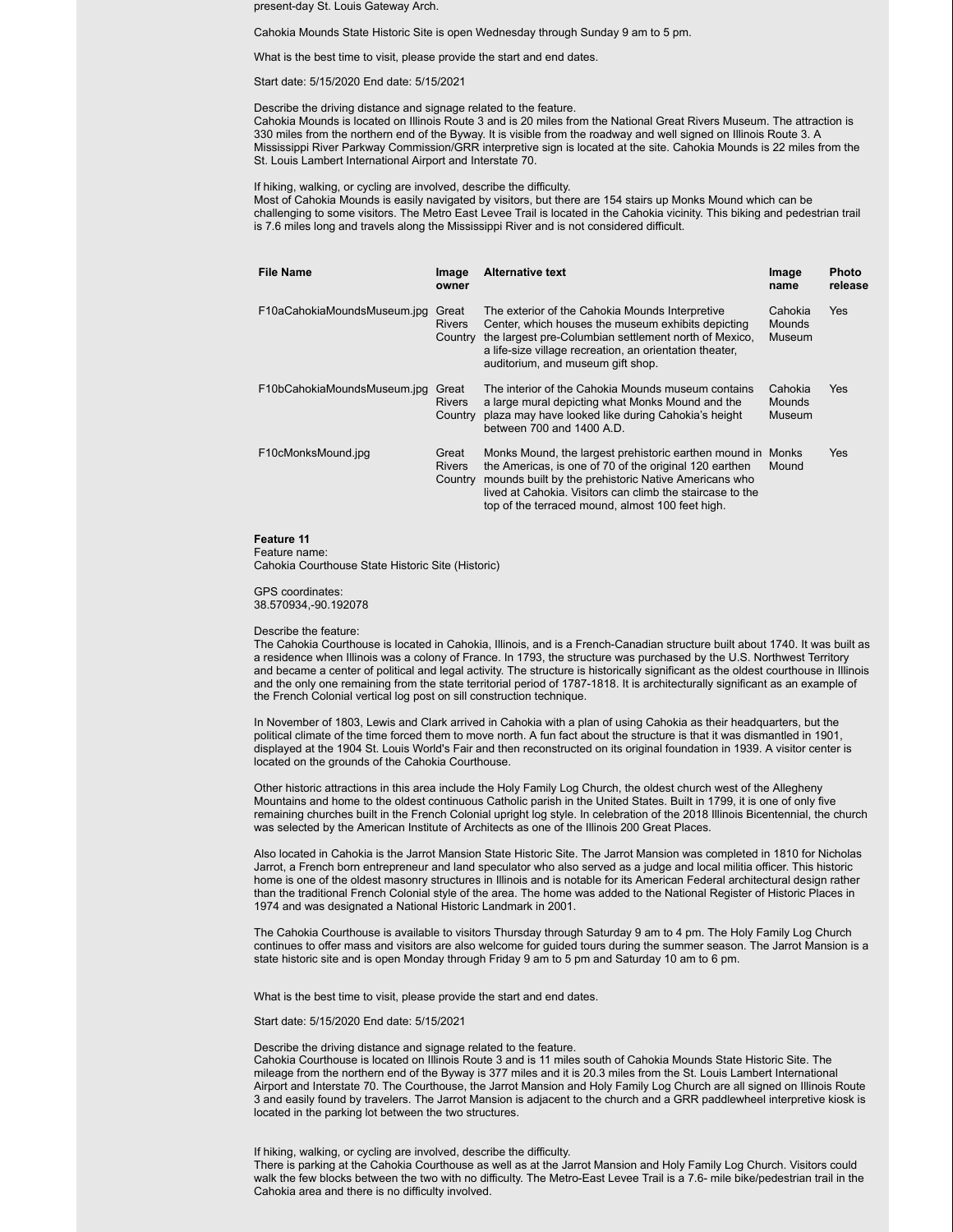present-day St. Louis Gateway Arch.

Cahokia Mounds State Historic Site is open Wednesday through Sunday 9 am to 5 pm.

What is the best time to visit, please provide the start and end dates.

Start date: 5/15/2020 End date: 5/15/2021

Describe the driving distance and signage related to the feature.
Cahokia Mounds is located on Illinois Route 3 and is 20 miles from the National Great Rivers Museum. The attraction is 330 miles from the northern end of the Byway. It is visible from the roadway and well signed on Illinois Route 3. A Mississippi River Parkway Commission/GRR interpretive sign is located at the site. Cahokia Mounds is 22 miles from the St. Louis Lambert International Airport and Interstate 70.

If hiking, walking, or cycling are involved, describe the difficulty.
Most of Cahokia Mounds is easily navigated by visitors, but there are 154 stairs up Monks Mound which can be challenging to some visitors. The Metro East Levee Trail is located in the Cahokia vicinity. This biking and pedestrian trail is 7.6 miles long and travels along the Mississippi River and is not considered difficult.

| File Name | Image owner | Alternative text | Image name | Photo release |
|---|---|---|---|---|
| F10aCahokiaMoundsMuseum.jpg | Great Rivers Country | The exterior of the Cahokia Mounds Interpretive Center, which houses the museum exhibits depicting the largest pre-Columbian settlement north of Mexico, a life-size village recreation, an orientation theater, auditorium, and museum gift shop. | Cahokia Mounds Museum | Yes |
| F10bCahokiaMoundsMuseum.jpg | Great Rivers Country | The interior of the Cahokia Mounds museum contains a large mural depicting what Monks Mound and the plaza may have looked like during Cahokia's height between 700 and 1400 A.D. | Cahokia Mounds Museum | Yes |
| F10cMonksMound.jpg | Great Rivers Country | Monks Mound, the largest prehistoric earthen mound in the Americas, is one of 70 of the original 120 earthen mounds built by the prehistoric Native Americans who lived at Cahokia. Visitors can climb the staircase to the top of the terraced mound, almost 100 feet high. | Monks Mound | Yes |

**Feature 11**
Feature name:
Cahokia Courthouse State Historic Site (Historic)

GPS coordinates:
38.570934,-90.192078

Describe the feature:
The Cahokia Courthouse is located in Cahokia, Illinois, and is a French-Canadian structure built about 1740. It was built as a residence when Illinois was a colony of France. In 1793, the structure was purchased by the U.S. Northwest Territory and became a center of political and legal activity. The structure is historically significant as the oldest courthouse in Illinois and the only one remaining from the state territorial period of 1787-1818. It is architecturally significant as an example of the French Colonial vertical log post on sill construction technique.

In November of 1803, Lewis and Clark arrived in Cahokia with a plan of using Cahokia as their headquarters, but the political climate of the time forced them to move north. A fun fact about the structure is that it was dismantled in 1901, displayed at the 1904 St. Louis World's Fair and then reconstructed on its original foundation in 1939. A visitor center is located on the grounds of the Cahokia Courthouse.

Other historic attractions in this area include the Holy Family Log Church, the oldest church west of the Allegheny Mountains and home to the oldest continuous Catholic parish in the United States. Built in 1799, it is one of only five remaining churches built in the French Colonial upright log style. In celebration of the 2018 Illinois Bicentennial, the church was selected by the American Institute of Architects as one of the Illinois 200 Great Places.

Also located in Cahokia is the Jarrot Mansion State Historic Site. The Jarrot Mansion was completed in 1810 for Nicholas Jarrot, a French born entrepreneur and land speculator who also served as a judge and local militia officer. This historic home is one of the oldest masonry structures in Illinois and is notable for its American Federal architectural design rather than the traditional French Colonial style of the area. The home was added to the National Register of Historic Places in 1974 and was designated a National Historic Landmark in 2001.

The Cahokia Courthouse is available to visitors Thursday through Saturday 9 am to 4 pm. The Holy Family Log Church continues to offer mass and visitors are also welcome for guided tours during the summer season. The Jarrot Mansion is a state historic site and is open Monday through Friday 9 am to 5 pm and Saturday 10 am to 6 pm.

What is the best time to visit, please provide the start and end dates.

Start date: 5/15/2020 End date: 5/15/2021

Describe the driving distance and signage related to the feature.
Cahokia Courthouse is located on Illinois Route 3 and is 11 miles south of Cahokia Mounds State Historic Site. The mileage from the northern end of the Byway is 377 miles and it is 20.3 miles from the St. Louis Lambert International Airport and Interstate 70. The Courthouse, the Jarrot Mansion and Holy Family Log Church are all signed on Illinois Route 3 and easily found by travelers. The Jarrot Mansion is adjacent to the church and a GRR paddlewheel interpretive kiosk is located in the parking lot between the two structures.

If hiking, walking, or cycling are involved, describe the difficulty.
There is parking at the Cahokia Courthouse as well as at the Jarrot Mansion and Holy Family Log Church. Visitors could walk the few blocks between the two with no difficulty. The Metro-East Levee Trail is a 7.6- mile bike/pedestrian trail in the Cahokia area and there is no difficulty involved.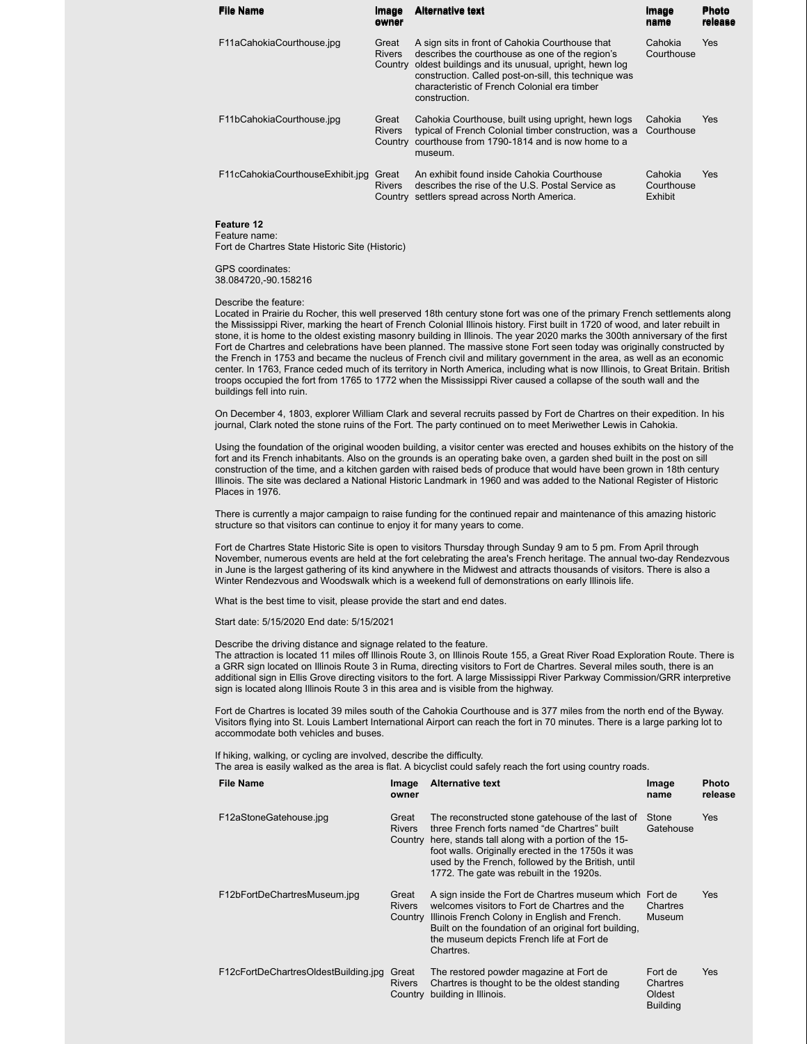| File Name | Image owner | Alternative text | Image name | Photo release |
|---|---|---|---|---|
| F11aCahokiaCourthouse.jpg | Great Rivers Country | A sign sits in front of Cahokia Courthouse that describes the courthouse as one of the region's oldest buildings and its unusual, upright, hewn log construction. Called post-on-sill, this technique was characteristic of French Colonial era timber construction. | Cahokia Courthouse | Yes |
| F11bCahokiaCourthouse.jpg | Great Rivers Country | Cahokia Courthouse, built using upright, hewn logs typical of French Colonial timber construction, was a courthouse from 1790-1814 and is now home to a museum. | Cahokia Courthouse | Yes |
| F11cCahokiaCourthouseExhibit.jpg | Great Rivers Country | An exhibit found inside Cahokia Courthouse describes the rise of the U.S. Postal Service as settlers spread across North America. | Cahokia Courthouse Exhibit | Yes |

**Feature 12**
Feature name:
Fort de Chartres State Historic Site (Historic)

GPS coordinates:
38.084720,-90.158216

Describe the feature:
Located in Prairie du Rocher, this well preserved 18th century stone fort was one of the primary French settlements along the Mississippi River, marking the heart of French Colonial Illinois history. First built in 1720 of wood, and later rebuilt in stone, it is home to the oldest existing masonry building in Illinois. The year 2020 marks the 300th anniversary of the first Fort de Chartres and celebrations have been planned. The massive stone Fort seen today was originally constructed by the French in 1753 and became the nucleus of French civil and military government in the area, as well as an economic center. In 1763, France ceded much of its territory in North America, including what is now Illinois, to Great Britain. British troops occupied the fort from 1765 to 1772 when the Mississippi River caused a collapse of the south wall and the buildings fell into ruin.

On December 4, 1803, explorer William Clark and several recruits passed by Fort de Chartres on their expedition. In his journal, Clark noted the stone ruins of the Fort. The party continued on to meet Meriwether Lewis in Cahokia.

Using the foundation of the original wooden building, a visitor center was erected and houses exhibits on the history of the fort and its French inhabitants. Also on the grounds is an operating bake oven, a garden shed built in the post on sill construction of the time, and a kitchen garden with raised beds of produce that would have been grown in 18th century Illinois. The site was declared a National Historic Landmark in 1960 and was added to the National Register of Historic Places in 1976.

There is currently a major campaign to raise funding for the continued repair and maintenance of this amazing historic structure so that visitors can continue to enjoy it for many years to come.

Fort de Chartres State Historic Site is open to visitors Thursday through Sunday 9 am to 5 pm. From April through November, numerous events are held at the fort celebrating the area's French heritage. The annual two-day Rendezvous in June is the largest gathering of its kind anywhere in the Midwest and attracts thousands of visitors. There is also a Winter Rendezvous and Woodswalk which is a weekend full of demonstrations on early Illinois life.

What is the best time to visit, please provide the start and end dates.

Start date: 5/15/2020 End date: 5/15/2021

Describe the driving distance and signage related to the feature.
The attraction is located 11 miles off Illinois Route 3, on Illinois Route 155, a Great River Road Exploration Route. There is a GRR sign located on Illinois Route 3 in Ruma, directing visitors to Fort de Chartres. Several miles south, there is an additional sign in Ellis Grove directing visitors to the fort. A large Mississippi River Parkway Commission/GRR interpretive sign is located along Illinois Route 3 in this area and is visible from the highway.

Fort de Chartres is located 39 miles south of the Cahokia Courthouse and is 377 miles from the north end of the Byway. Visitors flying into St. Louis Lambert International Airport can reach the fort in 70 minutes. There is a large parking lot to accommodate both vehicles and buses.

If hiking, walking, or cycling are involved, describe the difficulty.
The area is easily walked as the area is flat. A bicyclist could safely reach the fort using country roads.

| File Name | Image owner | Alternative text | Image name | Photo release |
|---|---|---|---|---|
| F12aStoneGatehouse.jpg | Great Rivers Country | The reconstructed stone gatehouse of the last of three French forts named "de Chartres" built here, stands tall along with a portion of the 15-foot walls. Originally erected in the 1750s it was used by the French, followed by the British, until 1772. The gate was rebuilt in the 1920s. | Stone Gatehouse | Yes |
| F12bFortDeChartresMuseum.jpg | Great Rivers Country | A sign inside the Fort de Chartres museum which welcomes visitors to Fort de Chartres and the Illinois French Colony in English and French. Built on the foundation of an original fort building, the museum depicts French life at Fort de Chartres. | Fort de Chartres Museum | Yes |
| F12cFortDeChartresOldestBuilding.jpg | Great Rivers Country | The restored powder magazine at Fort de Chartres is thought to be the oldest standing building in Illinois. | Fort de Chartres Oldest Building | Yes |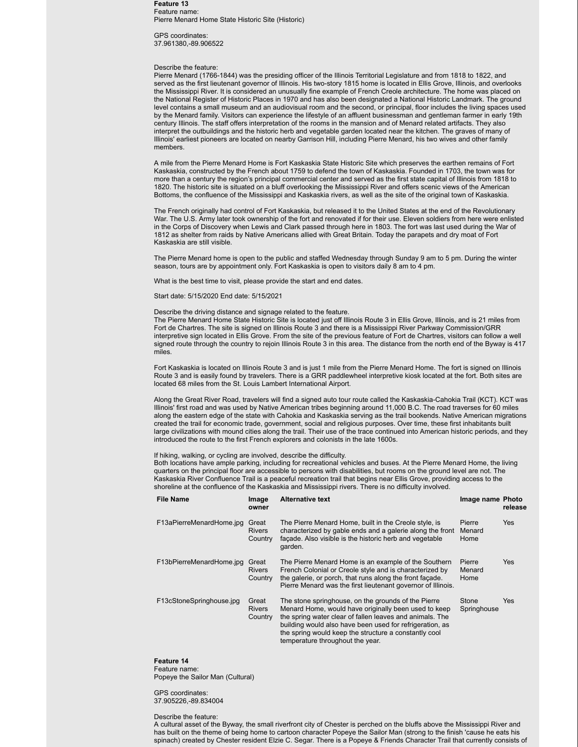**Feature 13**
Feature name:
Pierre Menard Home State Historic Site (Historic)

GPS coordinates:
37.961380,-89.906522

Describe the feature:
Pierre Menard (1766-1844) was the presiding officer of the Illinois Territorial Legislature and from 1818 to 1822, and served as the first lieutenant governor of Illinois. His two-story 1815 home is located in Ellis Grove, Illinois, and overlooks the Mississippi River. It is considered an unusually fine example of French Creole architecture. The home was placed on the National Register of Historic Places in 1970 and has also been designated a National Historic Landmark. The ground level contains a small museum and an audiovisual room and the second, or principal, floor includes the living spaces used by the Menard family. Visitors can experience the lifestyle of an affluent businessman and gentleman farmer in early 19th century Illinois. The staff offers interpretation of the rooms in the mansion and of Menard related artifacts. They also interpret the outbuildings and the historic herb and vegetable garden located near the kitchen. The graves of many of Illinois' earliest pioneers are located on nearby Garrison Hill, including Pierre Menard, his two wives and other family members.

A mile from the Pierre Menard Home is Fort Kaskaskia State Historic Site which preserves the earthen remains of Fort Kaskaskia, constructed by the French about 1759 to defend the town of Kaskaskia. Founded in 1703, the town was for more than a century the region's principal commercial center and served as the first state capital of Illinois from 1818 to 1820. The historic site is situated on a bluff overlooking the Mississippi River and offers scenic views of the American Bottoms, the confluence of the Mississippi and Kaskaskia rivers, as well as the site of the original town of Kaskaskia.

The French originally had control of Fort Kaskaskia, but released it to the United States at the end of the Revolutionary War. The U.S. Army later took ownership of the fort and renovated if for their use. Eleven soldiers from here were enlisted in the Corps of Discovery when Lewis and Clark passed through here in 1803. The fort was last used during the War of 1812 as shelter from raids by Native Americans allied with Great Britain. Today the parapets and dry moat of Fort Kaskaskia are still visible.

The Pierre Menard home is open to the public and staffed Wednesday through Sunday 9 am to 5 pm. During the winter season, tours are by appointment only. Fort Kaskaskia is open to visitors daily 8 am to 4 pm.

What is the best time to visit, please provide the start and end dates.

Start date: 5/15/2020 End date: 5/15/2021

Describe the driving distance and signage related to the feature.
The Pierre Menard Home State Historic Site is located just off Illinois Route 3 in Ellis Grove, Illinois, and is 21 miles from Fort de Chartres. The site is signed on Illinois Route 3 and there is a Mississippi River Parkway Commission/GRR interpretive sign located in Ellis Grove. From the site of the previous feature of Fort de Chartres, visitors can follow a well signed route through the country to rejoin Illinois Route 3 in this area. The distance from the north end of the Byway is 417 miles.

Fort Kaskaskia is located on Illinois Route 3 and is just 1 mile from the Pierre Menard Home. The fort is signed on Illinois Route 3 and is easily found by travelers. There is a GRR paddlewheel interpretive kiosk located at the fort. Both sites are located 68 miles from the St. Louis Lambert International Airport.

Along the Great River Road, travelers will find a signed auto tour route called the Kaskaskia-Cahokia Trail (KCT). KCT was Illinois' first road and was used by Native American tribes beginning around 11,000 B.C. The road traverses for 60 miles along the eastern edge of the state with Cahokia and Kaskaskia serving as the trail bookends. Native American migrations created the trail for economic trade, government, social and religious purposes. Over time, these first inhabitants built large civilizations with mound cities along the trail. Their use of the trace continued into American historic periods, and they introduced the route to the first French explorers and colonists in the late 1600s.

If hiking, walking, or cycling are involved, describe the difficulty.
Both locations have ample parking, including for recreational vehicles and buses. At the Pierre Menard Home, the living quarters on the principal floor are accessible to persons with disabilities, but rooms on the ground level are not. The Kaskaskia River Confluence Trail is a peaceful recreation trail that begins near Ellis Grove, providing access to the shoreline at the confluence of the Kaskaskia and Mississippi rivers. There is no difficulty involved.

| File Name | Image owner | Alternative text | Image name | Photo release |
|---|---|---|---|---|
| F13aPierreMenardHome.jpg | Great Rivers Country | The Pierre Menard Home, built in the Creole style, is characterized by gable ends and a galerie along the front façade. Also visible is the historic herb and vegetable garden. | Pierre Menard Home | Yes |
| F13bPierreMenardHome.jpg | Great Rivers Country | The Pierre Menard Home is an example of the Southern French Colonial or Creole style and is characterized by the galerie, or porch, that runs along the front façade. Pierre Menard was the first lieutenant governor of Illinois. | Pierre Menard Home | Yes |
| F13cStoneSpringhouse.jpg | Great Rivers Country | The stone springhouse, on the grounds of the Pierre Menard Home, would have originally been used to keep the spring water clear of fallen leaves and animals. The building would also have been used for refrigeration, as the spring would keep the structure a constantly cool temperature throughout the year. | Stone Springhouse | Yes |

**Feature 14**
Feature name:
Popeye the Sailor Man (Cultural)

GPS coordinates:
37.905226,-89.834004

Describe the feature:
A cultural asset of the Byway, the small riverfront city of Chester is perched on the bluffs above the Mississippi River and has built on the theme of being home to cartoon character Popeye the Sailor Man (strong to the finish 'cause he eats his spinach) created by Chester resident Elzie C. Segar. There is a Popeye & Friends Character Trail that currently consists of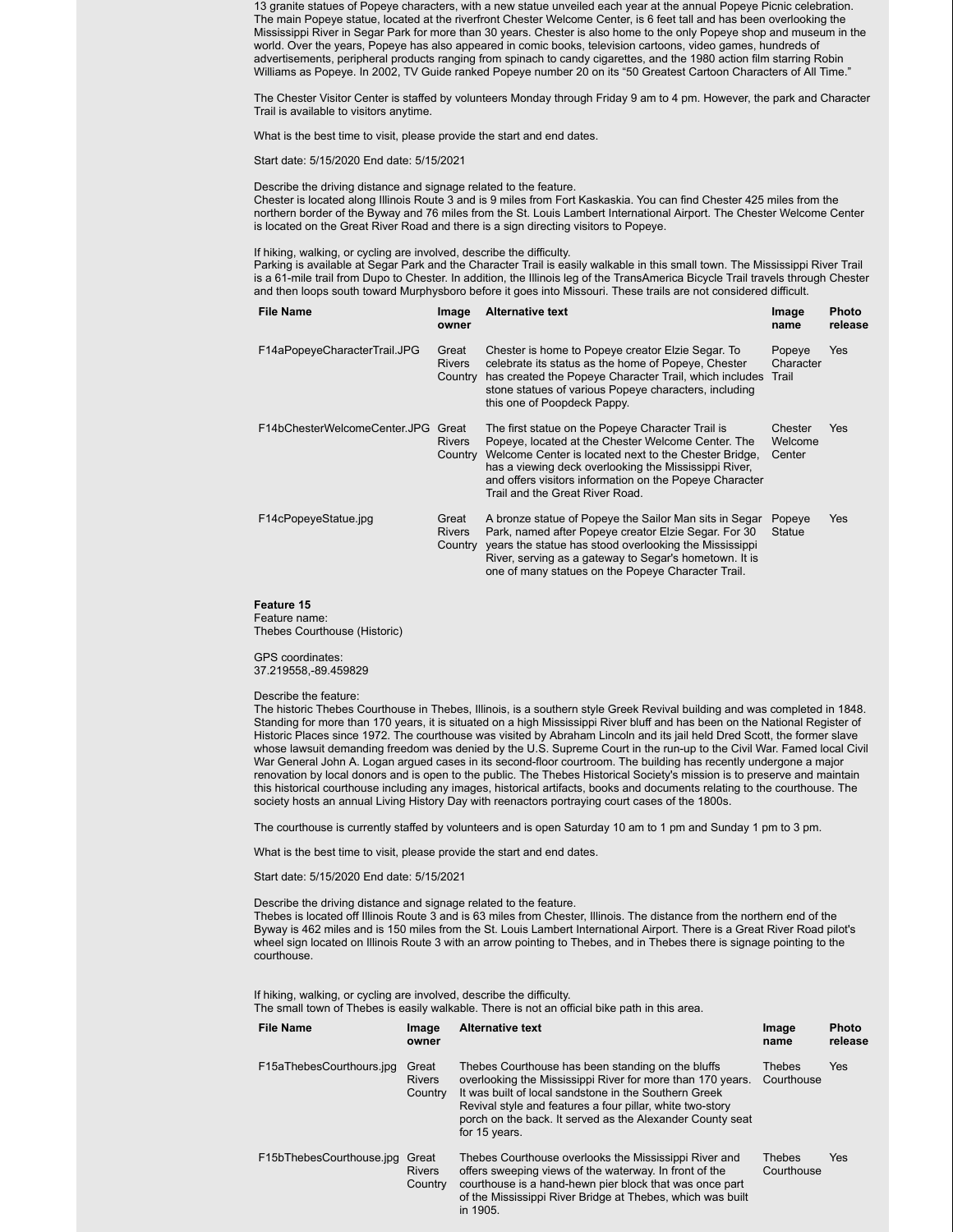13 granite statues of Popeye characters, with a new statue unveiled each year at the annual Popeye Picnic celebration. The main Popeye statue, located at the riverfront Chester Welcome Center, is 6 feet tall and has been overlooking the Mississippi River in Segar Park for more than 30 years. Chester is also home to the only Popeye shop and museum in the world. Over the years, Popeye has also appeared in comic books, television cartoons, video games, hundreds of advertisements, peripheral products ranging from spinach to candy cigarettes, and the 1980 action film starring Robin Williams as Popeye. In 2002, TV Guide ranked Popeye number 20 on its "50 Greatest Cartoon Characters of All Time."

The Chester Visitor Center is staffed by volunteers Monday through Friday 9 am to 4 pm. However, the park and Character Trail is available to visitors anytime.

What is the best time to visit, please provide the start and end dates.

Start date: 5/15/2020 End date: 5/15/2021

Describe the driving distance and signage related to the feature.
Chester is located along Illinois Route 3 and is 9 miles from Fort Kaskaskia. You can find Chester 425 miles from the northern border of the Byway and 76 miles from the St. Louis Lambert International Airport. The Chester Welcome Center is located on the Great River Road and there is a sign directing visitors to Popeye.

If hiking, walking, or cycling are involved, describe the difficulty.
Parking is available at Segar Park and the Character Trail is easily walkable in this small town. The Mississippi River Trail is a 61-mile trail from Dupo to Chester. In addition, the Illinois leg of the TransAmerica Bicycle Trail travels through Chester and then loops south toward Murphysboro before it goes into Missouri. These trails are not considered difficult.

| File Name | Image owner | Alternative text | Image name | Photo release |
|---|---|---|---|---|
| F14aPopeyeCharacterTrail.JPG | Great Rivers Country | Chester is home to Popeye creator Elzie Segar. To celebrate its status as the home of Popeye, Chester has created the Popeye Character Trail, which includes stone statues of various Popeye characters, including this one of Poopdeck Pappy. | Popeye Character Trail | Yes |
| F14bChesterWelcomeCenter.JPG | Great Rivers Country | The first statue on the Popeye Character Trail is Popeye, located at the Chester Welcome Center. The Welcome Center is located next to the Chester Bridge, has a viewing deck overlooking the Mississippi River, and offers visitors information on the Popeye Character Trail and the Great River Road. | Chester Welcome Center | Yes |
| F14cPopeyeStatue.jpg | Great Rivers Country | A bronze statue of Popeye the Sailor Man sits in Segar Park, named after Popeye creator Elzie Segar. For 30 years the statue has stood overlooking the Mississippi River, serving as a gateway to Segar's hometown. It is one of many statues on the Popeye Character Trail. | Popeye Statue | Yes |

**Feature 15**
Feature name:
Thebes Courthouse (Historic)

GPS coordinates:
37.219558,-89.459829

Describe the feature:
The historic Thebes Courthouse in Thebes, Illinois, is a southern style Greek Revival building and was completed in 1848. Standing for more than 170 years, it is situated on a high Mississippi River bluff and has been on the National Register of Historic Places since 1972. The courthouse was visited by Abraham Lincoln and its jail held Dred Scott, the former slave whose lawsuit demanding freedom was denied by the U.S. Supreme Court in the run-up to the Civil War. Famed local Civil War General John A. Logan argued cases in its second-floor courtroom. The building has recently undergone a major renovation by local donors and is open to the public. The Thebes Historical Society's mission is to preserve and maintain this historical courthouse including any images, historical artifacts, books and documents relating to the courthouse. The society hosts an annual Living History Day with reenactors portraying court cases of the 1800s.

The courthouse is currently staffed by volunteers and is open Saturday 10 am to 1 pm and Sunday 1 pm to 3 pm.

What is the best time to visit, please provide the start and end dates.

Start date: 5/15/2020 End date: 5/15/2021

Describe the driving distance and signage related to the feature.
Thebes is located off Illinois Route 3 and is 63 miles from Chester, Illinois. The distance from the northern end of the Byway is 462 miles and is 150 miles from the St. Louis Lambert International Airport. There is a Great River Road pilot's wheel sign located on Illinois Route 3 with an arrow pointing to Thebes, and in Thebes there is signage pointing to the courthouse.

If hiking, walking, or cycling are involved, describe the difficulty.
The small town of Thebes is easily walkable. There is not an official bike path in this area.

| File Name | Image owner | Alternative text | Image name | Photo release |
|---|---|---|---|---|
| F15aThebesCourthours.jpg | Great Rivers Country | Thebes Courthouse has been standing on the bluffs overlooking the Mississippi River for more than 170 years. It was built of local sandstone in the Southern Greek Revival style and features a four pillar, white two-story porch on the back. It served as the Alexander County seat for 15 years. | Thebes Courthouse | Yes |
| F15bThebesCourthouse.jpg | Great Rivers Country | Thebes Courthouse overlooks the Mississippi River and offers sweeping views of the waterway. In front of the courthouse is a hand-hewn pier block that was once part of the Mississippi River Bridge at Thebes, which was built in 1905. | Thebes Courthouse | Yes |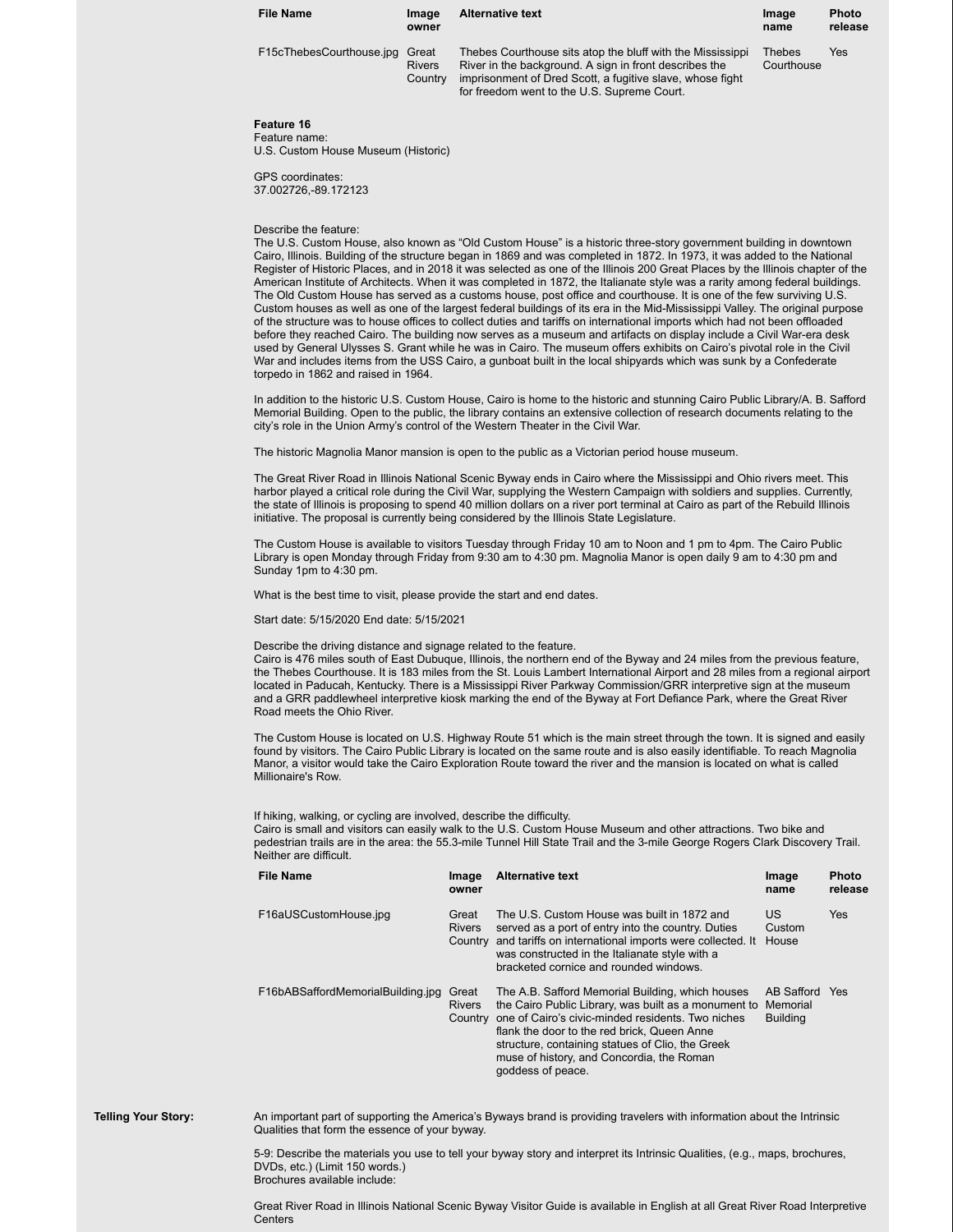| File Name | Image owner | Alternative text | Image name | Photo release |
|---|---|---|---|---|
| F15cThebesCourthouse.jpg | Great Rivers Country | Thebes Courthouse sits atop the bluff with the Mississippi River in the background. A sign in front describes the imprisonment of Dred Scott, a fugitive slave, whose fight for freedom went to the U.S. Supreme Court. | Thebes Courthouse | Yes |

**Feature 16**
Feature name:
U.S. Custom House Museum (Historic)

GPS coordinates:
37.002726,-89.172123

Describe the feature:
The U.S. Custom House, also known as "Old Custom House" is a historic three-story government building in downtown Cairo, Illinois. Building of the structure began in 1869 and was completed in 1872. In 1973, it was added to the National Register of Historic Places, and in 2018 it was selected as one of the Illinois 200 Great Places by the Illinois chapter of the American Institute of Architects. When it was completed in 1872, the Italianate style was a rarity among federal buildings. The Old Custom House has served as a customs house, post office and courthouse. It is one of the few surviving U.S. Custom houses as well as one of the largest federal buildings of its era in the Mid-Mississippi Valley. The original purpose of the structure was to house offices to collect duties and tariffs on international imports which had not been offloaded before they reached Cairo. The building now serves as a museum and artifacts on display include a Civil War-era desk used by General Ulysses S. Grant while he was in Cairo. The museum offers exhibits on Cairo's pivotal role in the Civil War and includes items from the USS Cairo, a gunboat built in the local shipyards which was sunk by a Confederate torpedo in 1862 and raised in 1964.

In addition to the historic U.S. Custom House, Cairo is home to the historic and stunning Cairo Public Library/A. B. Safford Memorial Building. Open to the public, the library contains an extensive collection of research documents relating to the city's role in the Union Army's control of the Western Theater in the Civil War.

The historic Magnolia Manor mansion is open to the public as a Victorian period house museum.

The Great River Road in Illinois National Scenic Byway ends in Cairo where the Mississippi and Ohio rivers meet. This harbor played a critical role during the Civil War, supplying the Western Campaign with soldiers and supplies. Currently, the state of Illinois is proposing to spend 40 million dollars on a river port terminal at Cairo as part of the Rebuild Illinois initiative. The proposal is currently being considered by the Illinois State Legislature.

The Custom House is available to visitors Tuesday through Friday 10 am to Noon and 1 pm to 4pm. The Cairo Public Library is open Monday through Friday from 9:30 am to 4:30 pm. Magnolia Manor is open daily 9 am to 4:30 pm and Sunday 1pm to 4:30 pm.

What is the best time to visit, please provide the start and end dates.

Start date: 5/15/2020 End date: 5/15/2021

Describe the driving distance and signage related to the feature.
Cairo is 476 miles south of East Dubuque, Illinois, the northern end of the Byway and 24 miles from the previous feature, the Thebes Courthouse. It is 183 miles from the St. Louis Lambert International Airport and 28 miles from a regional airport located in Paducah, Kentucky. There is a Mississippi River Parkway Commission/GRR interpretive sign at the museum and a GRR paddlewheel interpretive kiosk marking the end of the Byway at Fort Defiance Park, where the Great River Road meets the Ohio River.

The Custom House is located on U.S. Highway Route 51 which is the main street through the town. It is signed and easily found by visitors. The Cairo Public Library is located on the same route and is also easily identifiable. To reach Magnolia Manor, a visitor would take the Cairo Exploration Route toward the river and the mansion is located on what is called Millionaire's Row.

If hiking, walking, or cycling are involved, describe the difficulty.
Cairo is small and visitors can easily walk to the U.S. Custom House Museum and other attractions. Two bike and pedestrian trails are in the area: the 55.3-mile Tunnel Hill State Trail and the 3-mile George Rogers Clark Discovery Trail. Neither are difficult.

| File Name | Image owner | Alternative text | Image name | Photo release |
|---|---|---|---|---|
| F16aUSCustomHouse.jpg | Great Rivers Country | The U.S. Custom House was built in 1872 and served as a port of entry into the country. Duties and tariffs on international imports were collected. It was constructed in the Italianate style with a bracketed cornice and rounded windows. | US Custom House | Yes |
| F16bABSaffordMemorialBuilding.jpg | Great Rivers Country | The A.B. Safford Memorial Building, which houses the Cairo Public Library, was built as a monument to one of Cairo's civic-minded residents. Two niches flank the door to the red brick, Queen Anne structure, containing statues of Clio, the Greek muse of history, and Concordia, the Roman goddess of peace. | AB Safford Memorial Building | Yes |

**Telling Your Story:**

An important part of supporting the America's Byways brand is providing travelers with information about the Intrinsic Qualities that form the essence of your byway.

5-9: Describe the materials you use to tell your byway story and interpret its Intrinsic Qualities, (e.g., maps, brochures, DVDs, etc.) (Limit 150 words.)
Brochures available include:

Great River Road in Illinois National Scenic Byway Visitor Guide is available in English at all Great River Road Interpretive Centers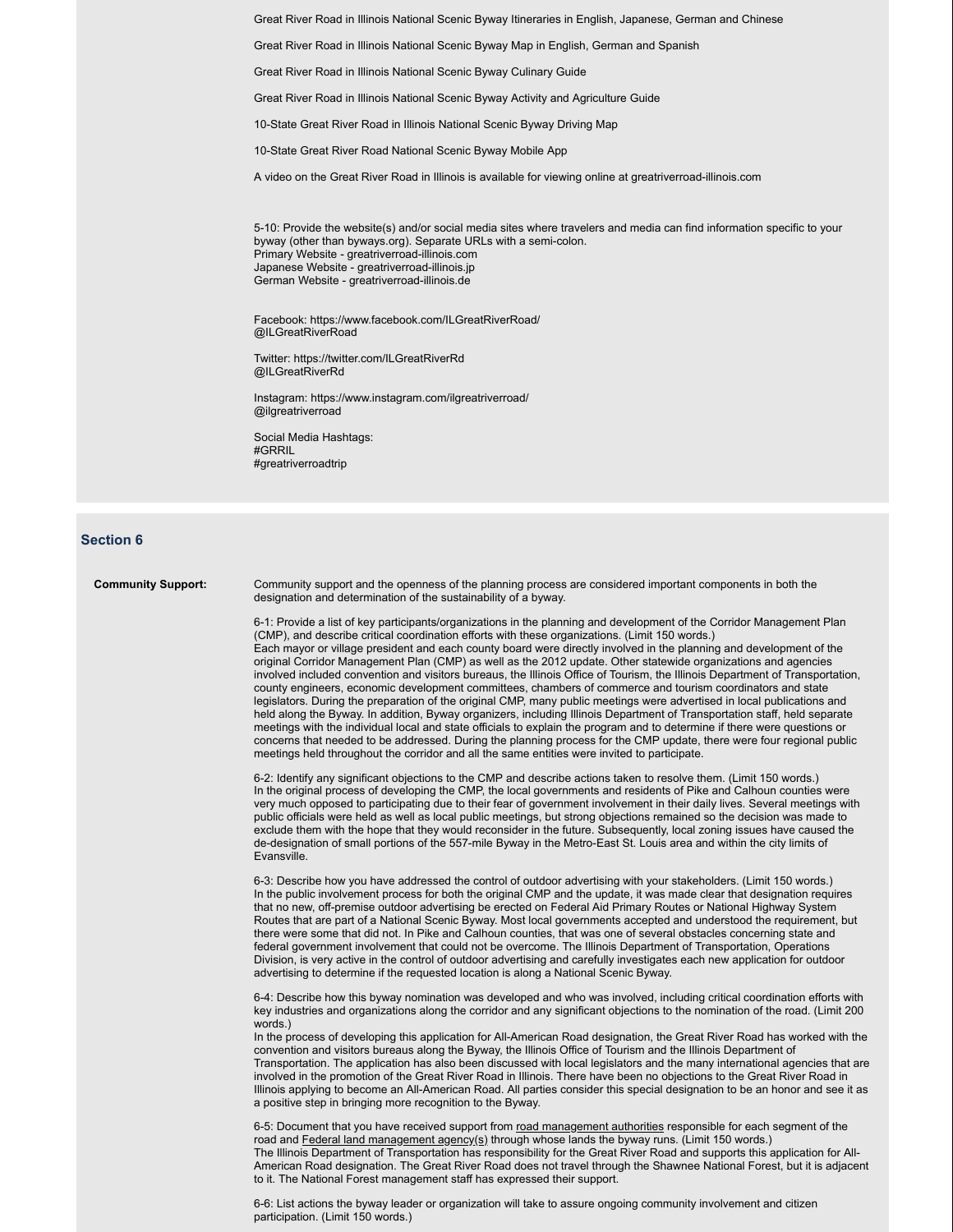Great River Road in Illinois National Scenic Byway Itineraries in English, Japanese, German and Chinese

Great River Road in Illinois National Scenic Byway Map in English, German and Spanish

Great River Road in Illinois National Scenic Byway Culinary Guide

Great River Road in Illinois National Scenic Byway Activity and Agriculture Guide

10-State Great River Road in Illinois National Scenic Byway Driving Map

10-State Great River Road National Scenic Byway Mobile App

A video on the Great River Road in Illinois is available for viewing online at greatriverroad-illinois.com

5-10: Provide the website(s) and/or social media sites where travelers and media can find information specific to your byway (other than byways.org). Separate URLs with a semi-colon.
Primary Website - greatriverroad-illinois.com
Japanese Website - greatriverroad-illinois.jp
German Website - greatriverroad-illinois.de

Facebook: https://www.facebook.com/ILGreatRiverRoad/
@ILGreatRiverRoad

Twitter: https://twitter.com/ILGreatRiverRd
@ILGreatRiverRd

Instagram: https://www.instagram.com/ilgreatriverroad/
@ilgreatriverroad

Social Media Hashtags:
#GRRIL
#greatriverroadtrip

## Section 6

**Community Support:**

Community support and the openness of the planning process are considered important components in both the designation and determination of the sustainability of a byway.

6-1: Provide a list of key participants/organizations in the planning and development of the Corridor Management Plan (CMP), and describe critical coordination efforts with these organizations. (Limit 150 words.)
Each mayor or village president and each county board were directly involved in the planning and development of the original Corridor Management Plan (CMP) as well as the 2012 update. Other statewide organizations and agencies involved included convention and visitors bureaus, the Illinois Office of Tourism, the Illinois Department of Transportation, county engineers, economic development committees, chambers of commerce and tourism coordinators and state legislators. During the preparation of the original CMP, many public meetings were advertised in local publications and held along the Byway. In addition, Byway organizers, including Illinois Department of Transportation staff, held separate meetings with the individual local and state officials to explain the program and to determine if there were questions or concerns that needed to be addressed. During the planning process for the CMP update, there were four regional public meetings held throughout the corridor and all the same entities were invited to participate.

6-2: Identify any significant objections to the CMP and describe actions taken to resolve them. (Limit 150 words.)
In the original process of developing the CMP, the local governments and residents of Pike and Calhoun counties were very much opposed to participating due to their fear of government involvement in their daily lives. Several meetings with public officials were held as well as local public meetings, but strong objections remained so the decision was made to exclude them with the hope that they would reconsider in the future. Subsequently, local zoning issues have caused the de-designation of small portions of the 557-mile Byway in the Metro-East St. Louis area and within the city limits of Evansville.

6-3: Describe how you have addressed the control of outdoor advertising with your stakeholders. (Limit 150 words.)
In the public involvement process for both the original CMP and the update, it was made clear that designation requires that no new, off-premise outdoor advertising be erected on Federal Aid Primary Routes or National Highway System Routes that are part of a National Scenic Byway. Most local governments accepted and understood the requirement, but there were some that did not. In Pike and Calhoun counties, that was one of several obstacles concerning state and federal government involvement that could not be overcome. The Illinois Department of Transportation, Operations Division, is very active in the control of outdoor advertising and carefully investigates each new application for outdoor advertising to determine if the requested location is along a National Scenic Byway.

6-4: Describe how this byway nomination was developed and who was involved, including critical coordination efforts with key industries and organizations along the corridor and any significant objections to the nomination of the road. (Limit 200 words.)
In the process of developing this application for All-American Road designation, the Great River Road has worked with the convention and visitors bureaus along the Byway, the Illinois Office of Tourism and the Illinois Department of Transportation. The application has also been discussed with local legislators and the many international agencies that are involved in the promotion of the Great River Road in Illinois. There have been no objections to the Great River Road in Illinois applying to become an All-American Road. All parties consider this special designation to be an honor and see it as a positive step in bringing more recognition to the Byway.

6-5: Document that you have received support from road management authorities responsible for each segment of the road and Federal land management agency(s) through whose lands the byway runs. (Limit 150 words.)
The Illinois Department of Transportation has responsibility for the Great River Road and supports this application for All-American Road designation. The Great River Road does not travel through the Shawnee National Forest, but it is adjacent to it. The National Forest management staff has expressed their support.

6-6: List actions the byway leader or organization will take to assure ongoing community involvement and citizen participation. (Limit 150 words.)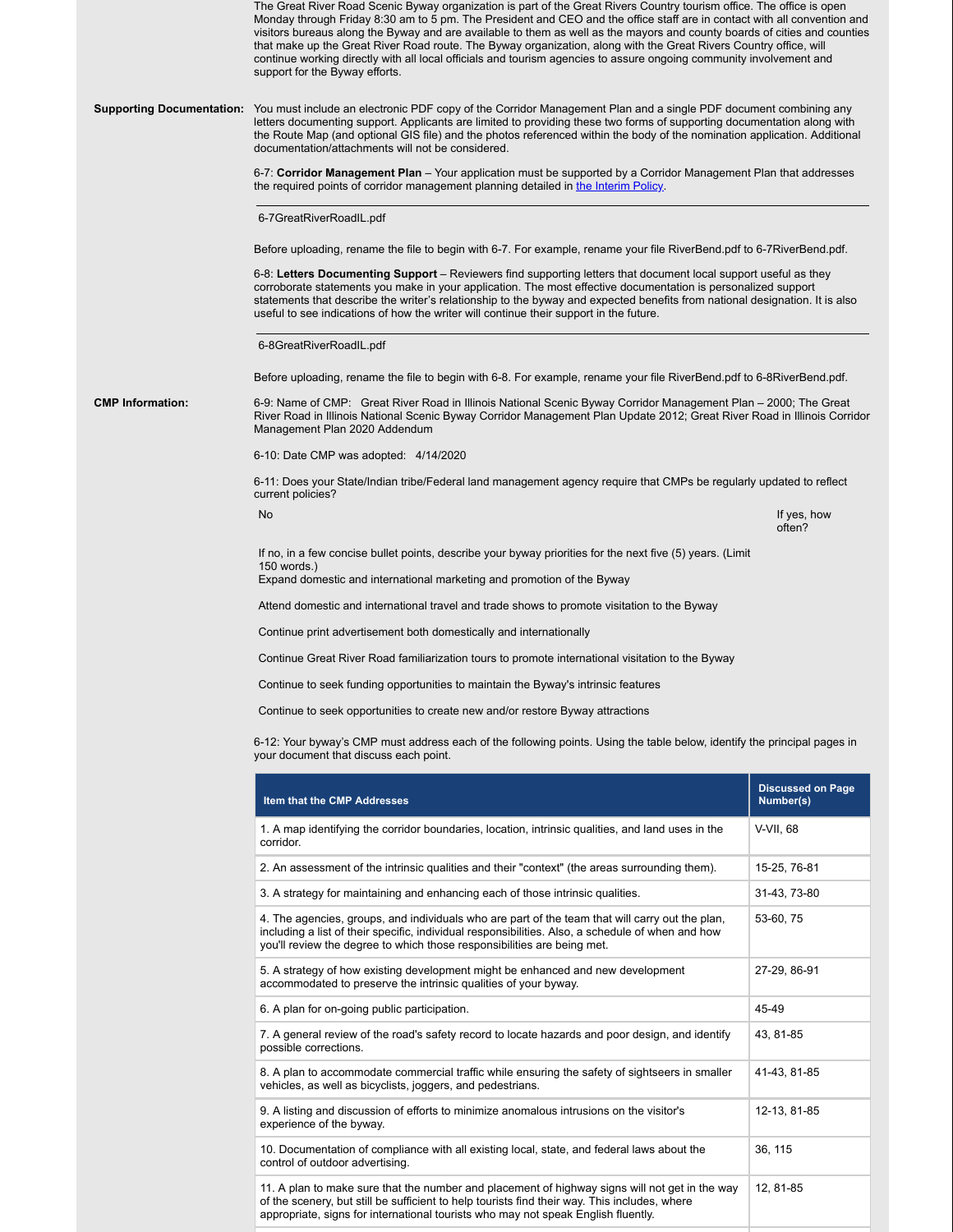The Great River Road Scenic Byway organization is part of the Great Rivers Country tourism office. The office is open Monday through Friday 8:30 am to 5 pm. The President and CEO and the office staff are in contact with all convention and visitors bureaus along the Byway and are available to them as well as the mayors and county boards of cities and counties that make up the Great River Road route. The Byway organization, along with the Great Rivers Country office, will continue working directly with all local officials and tourism agencies to assure ongoing community involvement and support for the Byway efforts.

**Supporting Documentation:** You must include an electronic PDF copy of the Corridor Management Plan and a single PDF document combining any letters documenting support. Applicants are limited to providing these two forms of supporting documentation along with the Route Map (and optional GIS file) and the photos referenced within the body of the nomination application. Additional documentation/attachments will not be considered.

6-7: **Corridor Management Plan** – Your application must be supported by a Corridor Management Plan that addresses the required points of corridor management planning detailed in the Interim Policy.

6-7GreatRiverRoadIL.pdf

Before uploading, rename the file to begin with 6-7. For example, rename your file RiverBend.pdf to 6-7RiverBend.pdf.

6-8: **Letters Documenting Support** – Reviewers find supporting letters that document local support useful as they corroborate statements you make in your application. The most effective documentation is personalized support statements that describe the writer's relationship to the byway and expected benefits from national designation. It is also useful to see indications of how the writer will continue their support in the future.

6-8GreatRiverRoadIL.pdf

Before uploading, rename the file to begin with 6-8. For example, rename your file RiverBend.pdf to 6-8RiverBend.pdf.

**CMP Information:**

6-9: Name of CMP: Great River Road in Illinois National Scenic Byway Corridor Management Plan – 2000; The Great River Road in Illinois National Scenic Byway Corridor Management Plan Update 2012; Great River Road in Illinois Corridor Management Plan 2020 Addendum

6-10: Date CMP was adopted: 4/14/2020

6-11: Does your State/Indian tribe/Federal land management agency require that CMPs be regularly updated to reflect current policies?

No

If yes, how often?

If no, in a few concise bullet points, describe your byway priorities for the next five (5) years. (Limit 150 words.)

Expand domestic and international marketing and promotion of the Byway

Attend domestic and international travel and trade shows to promote visitation to the Byway

Continue print advertisement both domestically and internationally

Continue Great River Road familiarization tours to promote international visitation to the Byway

Continue to seek funding opportunities to maintain the Byway's intrinsic features

Continue to seek opportunities to create new and/or restore Byway attractions

6-12: Your byway's CMP must address each of the following points. Using the table below, identify the principal pages in your document that discuss each point.

| Item that the CMP Addresses | Discussed on Page Number(s) |
|---|---|
| 1. A map identifying the corridor boundaries, location, intrinsic qualities, and land uses in the corridor. | V-VII, 68 |
| 2. An assessment of the intrinsic qualities and their "context" (the areas surrounding them). | 15-25, 76-81 |
| 3. A strategy for maintaining and enhancing each of those intrinsic qualities. | 31-43, 73-80 |
| 4. The agencies, groups, and individuals who are part of the team that will carry out the plan, including a list of their specific, individual responsibilities. Also, a schedule of when and how you'll review the degree to which those responsibilities are being met. | 53-60, 75 |
| 5. A strategy of how existing development might be enhanced and new development accommodated to preserve the intrinsic qualities of your byway. | 27-29, 86-91 |
| 6. A plan for on-going public participation. | 45-49 |
| 7. A general review of the road's safety record to locate hazards and poor design, and identify possible corrections. | 43, 81-85 |
| 8. A plan to accommodate commercial traffic while ensuring the safety of sightseers in smaller vehicles, as well as bicyclists, joggers, and pedestrians. | 41-43, 81-85 |
| 9. A listing and discussion of efforts to minimize anomalous intrusions on the visitor's experience of the byway. | 12-13, 81-85 |
| 10. Documentation of compliance with all existing local, state, and federal laws about the control of outdoor advertising. | 36, 115 |
| 11. A plan to make sure that the number and placement of highway signs will not get in the way of the scenery, but still be sufficient to help tourists find their way. This includes, where appropriate, signs for international tourists who may not speak English fluently. | 12, 81-85 |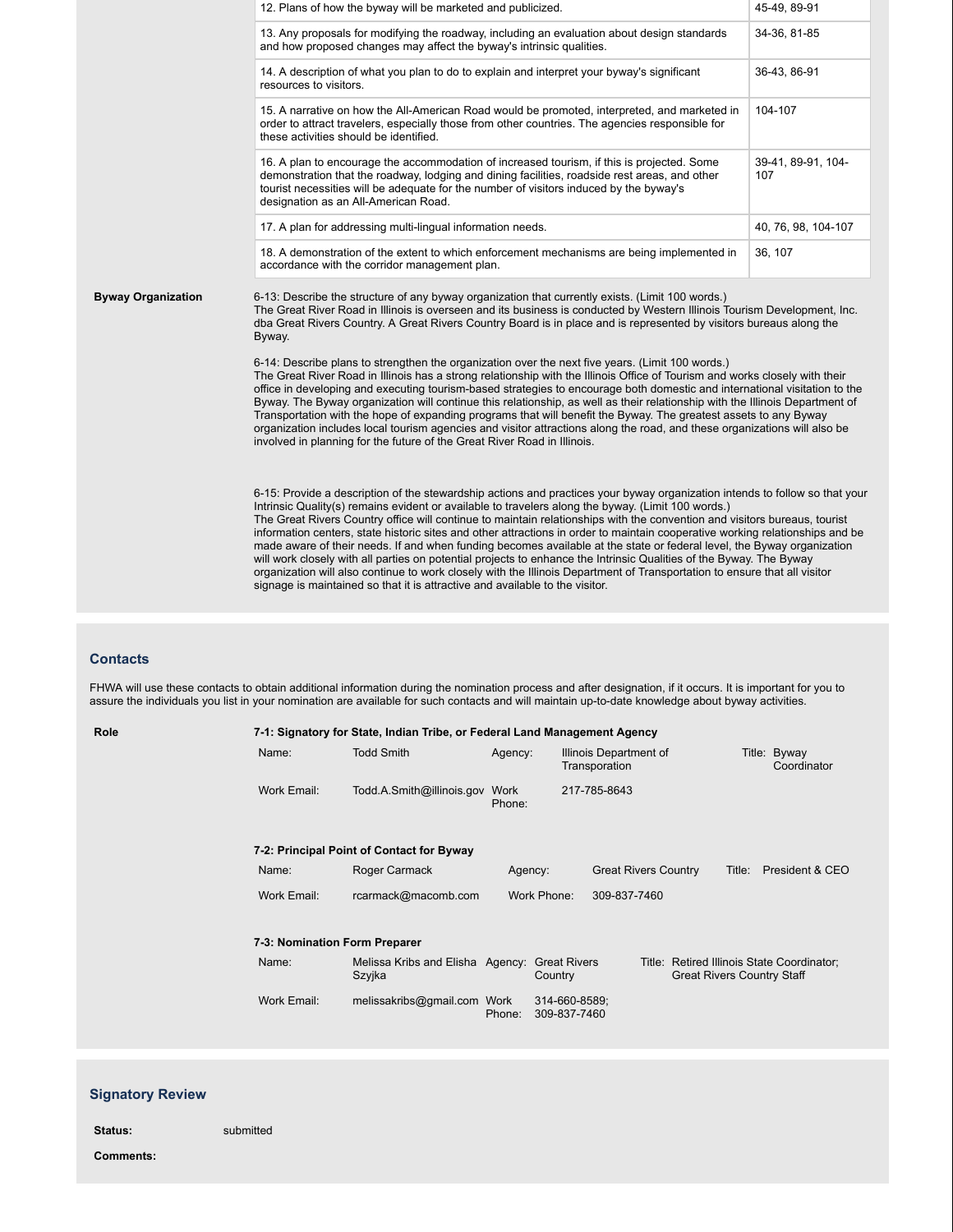| | |
|---|---|
| 12. Plans of how the byway will be marketed and publicized. | 45-49, 89-91 |
| 13. Any proposals for modifying the roadway, including an evaluation about design standards and how proposed changes may affect the byway's intrinsic qualities. | 34-36, 81-85 |
| 14. A description of what you plan to do to explain and interpret your byway's significant resources to visitors. | 36-43, 86-91 |
| 15. A narrative on how the All-American Road would be promoted, interpreted, and marketed in order to attract travelers, especially those from other countries. The agencies responsible for these activities should be identified. | 104-107 |
| 16. A plan to encourage the accommodation of increased tourism, if this is projected. Some demonstration that the roadway, lodging and dining facilities, roadside rest areas, and other tourist necessities will be adequate for the number of visitors induced by the byway's designation as an All-American Road. | 39-41, 89-91, 104-107 |
| 17. A plan for addressing multi-lingual information needs. | 40, 76, 98, 104-107 |
| 18. A demonstration of the extent to which enforcement mechanisms are being implemented in accordance with the corridor management plan. | 36, 107 |

**Byway Organization**

6-13: Describe the structure of any byway organization that currently exists. (Limit 100 words.)
The Great River Road in Illinois is overseen and its business is conducted by Western Illinois Tourism Development, Inc. dba Great Rivers Country. A Great Rivers Country Board is in place and is represented by visitors bureaus along the Byway.

6-14: Describe plans to strengthen the organization over the next five years. (Limit 100 words.)
The Great River Road in Illinois has a strong relationship with the Illinois Office of Tourism and works closely with their office in developing and executing tourism-based strategies to encourage both domestic and international visitation to the Byway. The Byway organization will continue this relationship, as well as their relationship with the Illinois Department of Transportation with the hope of expanding programs that will benefit the Byway. The greatest assets to any Byway organization includes local tourism agencies and visitor attractions along the road, and these organizations will also be involved in planning for the future of the Great River Road in Illinois.

6-15: Provide a description of the stewardship actions and practices your byway organization intends to follow so that your Intrinsic Quality(s) remains evident or available to travelers along the byway. (Limit 100 words.)
The Great Rivers Country office will continue to maintain relationships with the convention and visitors bureaus, tourist information centers, state historic sites and other attractions in order to maintain cooperative working relationships and be made aware of their needs. If and when funding becomes available at the state or federal level, the Byway organization will work closely with all parties on potential projects to enhance the Intrinsic Qualities of the Byway. The Byway organization will also continue to work closely with the Illinois Department of Transportation to ensure that all visitor signage is maintained so that it is attractive and available to the visitor.

## Contacts

FHWA will use these contacts to obtain additional information during the nomination process and after designation, if it occurs. It is important for you to assure the individuals you list in your nomination are available for such contacts and will maintain up-to-date knowledge about byway activities.

**Role**

**7-1: Signatory for State, Indian Tribe, or Federal Land Management Agency**

| | | | | | |
|---|---|---|---|---|---|
| Name: | Todd Smith | Agency: | Illinois Department of Transporation | Title: | Byway Coordinator |
| Work Email: | Todd.A.Smith@illinois.gov | Work Phone: | 217-785-8643 | | |

**7-2: Principal Point of Contact for Byway**

| | | | | | |
|---|---|---|---|---|---|
| Name: | Roger Carmack | Agency: | Great Rivers Country | Title: | President & CEO |
| Work Email: | rcarmack@macomb.com | Work Phone: | 309-837-7460 | | |

**7-3: Nomination Form Preparer**

| | | | | | |
|---|---|---|---|---|---|
| Name: | Melissa Kribs and Elisha Szyjka | Agency: | Great Rivers Country | Title: | Retired Illinois State Coordinator; Great Rivers Country Staff |
| Work Email: | melissakribs@gmail.com | Work Phone: | 314-660-8589; 309-837-7460 | | |

## Signatory Review

**Status:** submitted

**Comments:**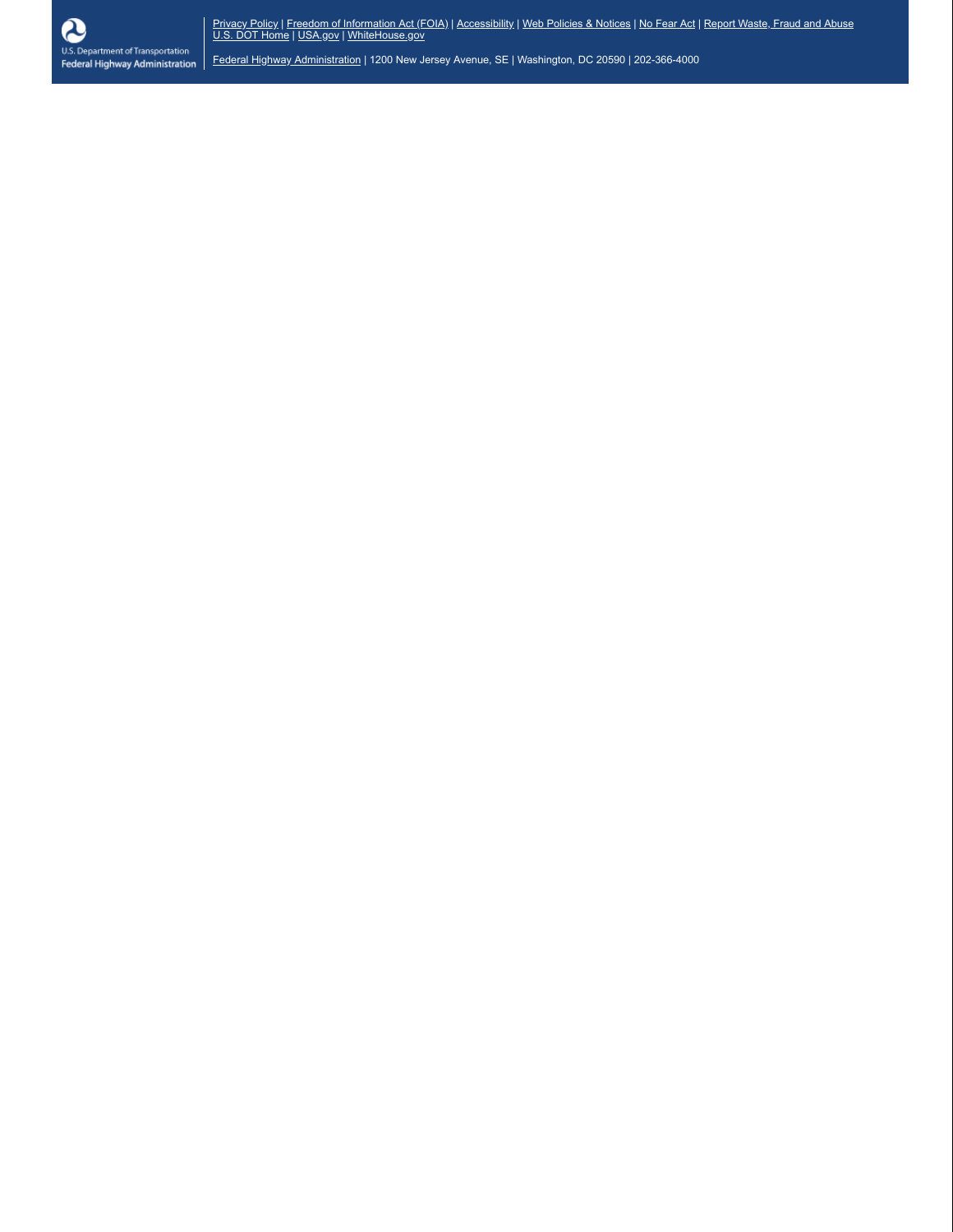U.S. Department of Transportation
Federal Highway Administration

Privacy Policy | Freedom of Information Act (FOIA) | Accessibility | Web Policies & Notices | No Fear Act | Report Waste, Fraud and Abuse
U.S. DOT Home | USA.gov | WhiteHouse.gov

Federal Highway Administration | 1200 New Jersey Avenue, SE | Washington, DC 20590 | 202-366-4000